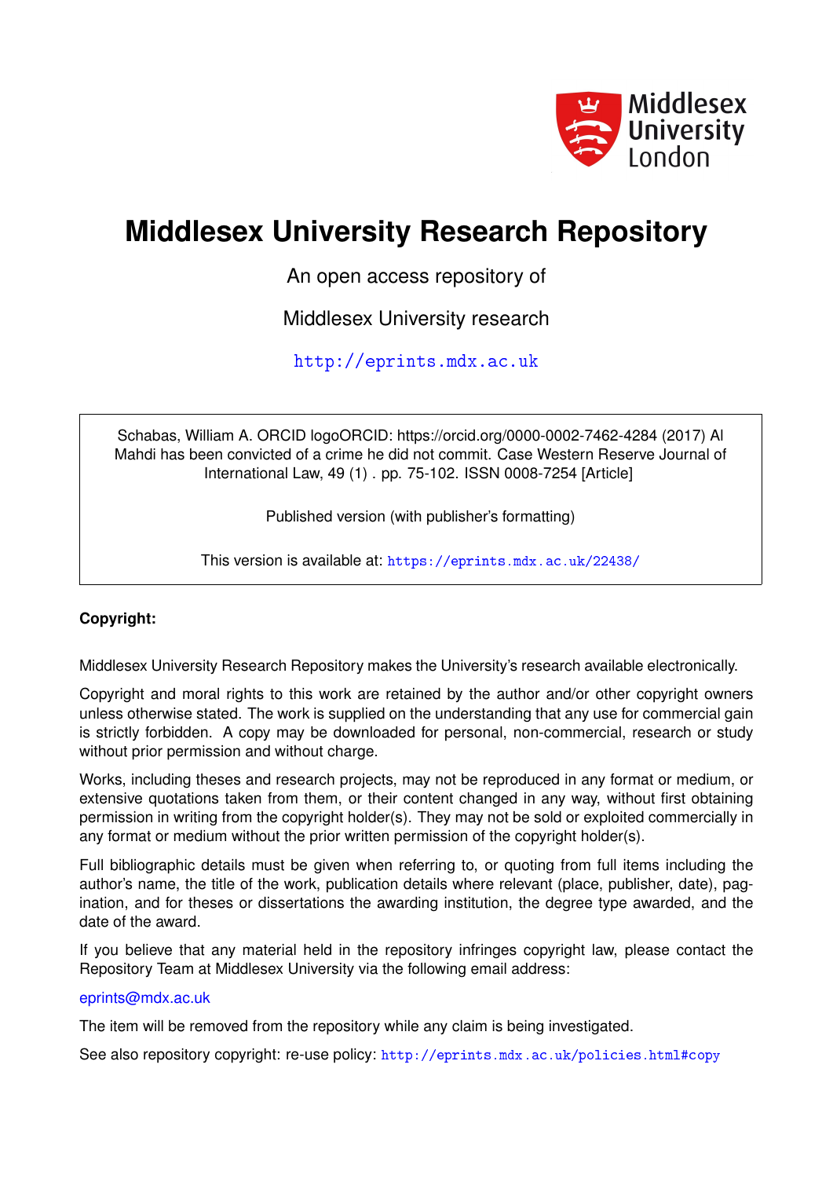# Middlesex University Research Repository

An open access repository of

Middlesex University research

http://eprints.mdx.ac.uk

Schabas, William A. ORCID logoORCID: https://orcid.org/0000-0002-7462-4284 (2017) Al Mahdi has been convicted of a crime he did not commit. Case Western Reserve Journal of International Law, 49 (1) . pp. 75-102. ISSN 0008-7254 [Article]

Published version (with publisher's formatting)

This version is available at: https://eprints.mdx.ac.uk/22438/

**Copyright:**

Middlesex University Research Repository makes the University's research available electronically.

Copyright and moral rights to this work are retained by the author and/or other copyright owners unless otherwise stated. The work is supplied on the understanding that any use for commercial gain is strictly forbidden. A copy may be downloaded for personal, non-commercial, research or study without prior permission and without charge.

Works, including theses and research projects, may not be reproduced in any format or medium, or extensive quotations taken from them, or their content changed in any way, without first obtaining permission in writing from the copyright holder(s). They may not be sold or exploited commercially in any format or medium without the prior written permission of the copyright holder(s).

Full bibliographic details must be given when referring to, or quoting from full items including the author's name, the title of the work, publication details where relevant (place, publisher, date), pagination, and for theses or dissertations the awarding institution, the degree type awarded, and the date of the award.

If you believe that any material held in the repository infringes copyright law, please contact the Repository Team at Middlesex University via the following email address:

eprints@mdx.ac.uk

The item will be removed from the repository while any claim is being investigated.

See also repository copyright: re-use policy: http://eprints.mdx.ac.uk/policies.html#copy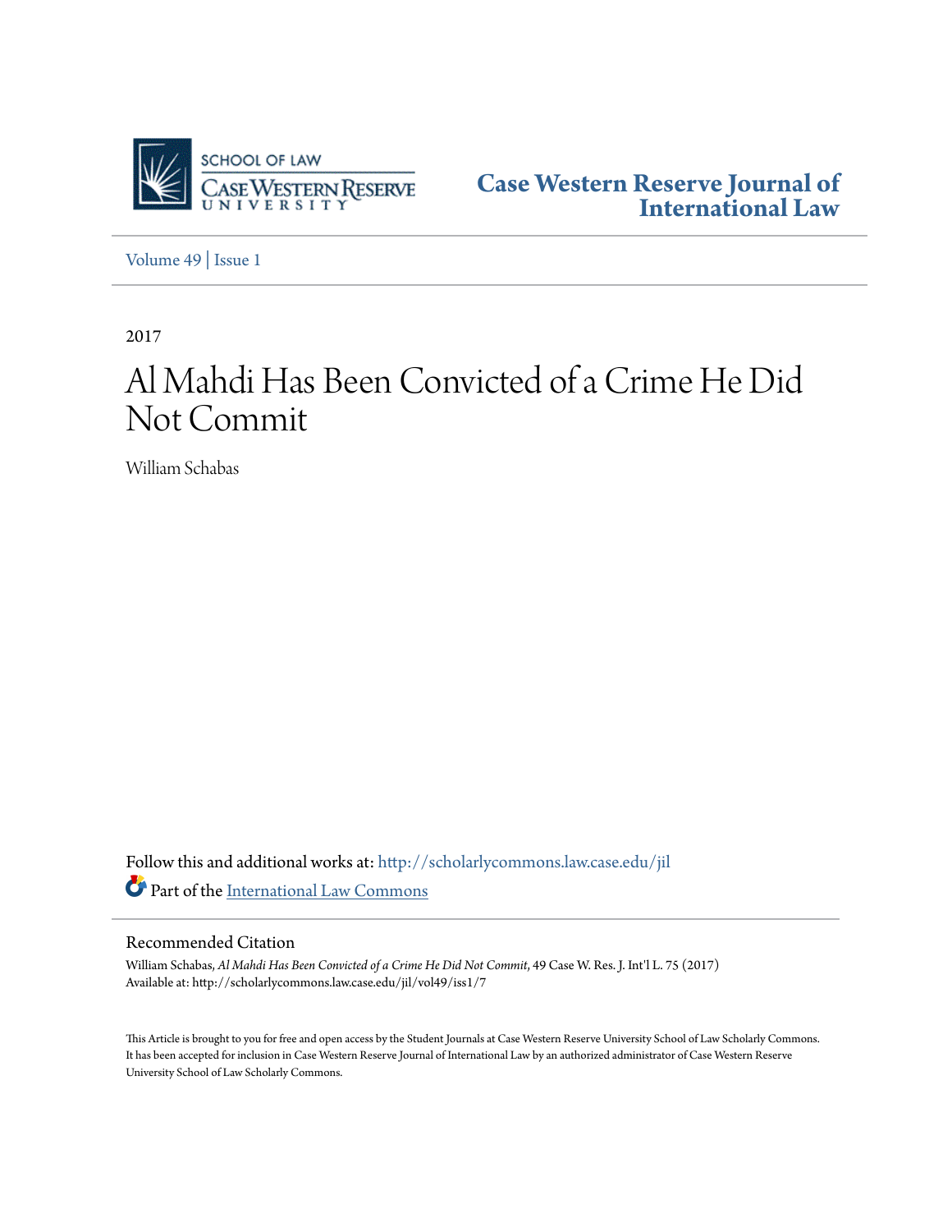Case Western Reserve Journal of International Law

Volume 49 | Issue 1

2017

# Al Mahdi Has Been Convicted of a Crime He Did Not Commit

William Schabas

Follow this and additional works at: http://scholarlycommons.law.case.edu/jil

Part of the International Law Commons

## Recommended Citation

William Schabas, *Al Mahdi Has Been Convicted of a Crime He Did Not Commit*, 49 Case W. Res. J. Int'l L. 75 (2017)
Available at: http://scholarlycommons.law.case.edu/jil/vol49/iss1/7

This Article is brought to you for free and open access by the Student Journals at Case Western Reserve University School of Law Scholarly Commons. It has been accepted for inclusion in Case Western Reserve Journal of International Law by an authorized administrator of Case Western Reserve University School of Law Scholarly Commons.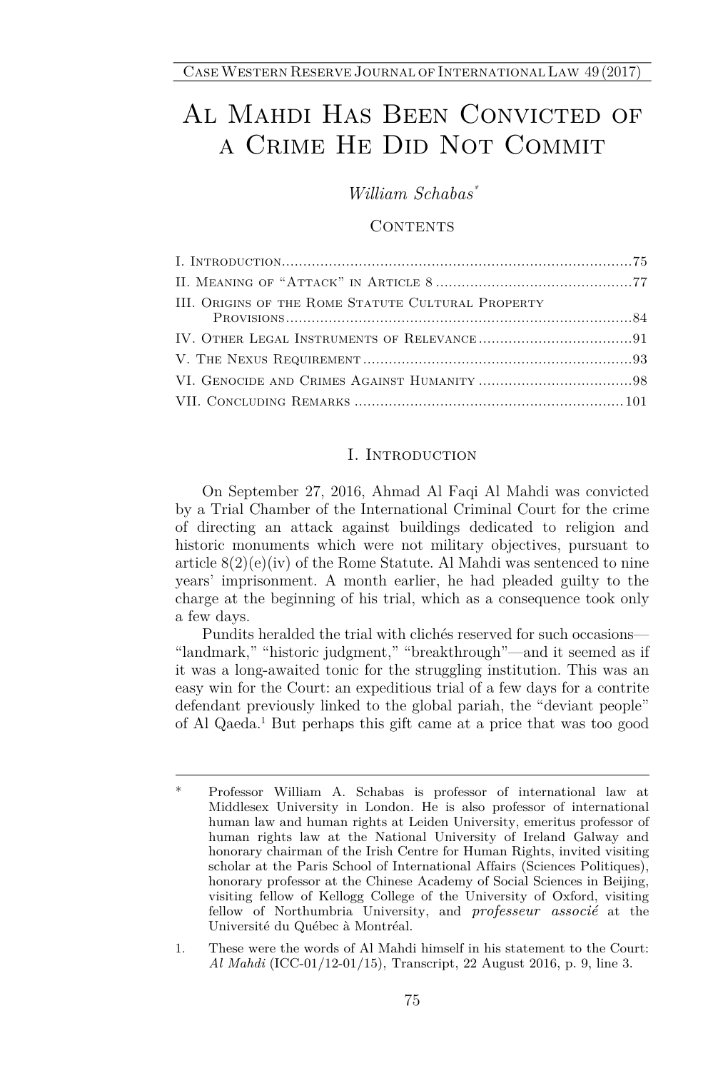# Al Mahdi Has Been Convicted of a Crime He Did Not Commit

*William Schabas*[*]

## Contents

I. Introduction ....................................................................... 75
II. Meaning of "Attack" in Article 8 ........................................ 77
III. Origins of the Rome Statute Cultural Property Provisions ...................................................................... 84
IV. Other Legal Instruments of Relevance ............................... 91
V. The Nexus Requirement ..................................................... 93
VI. Genocide and Crimes Against Humanity ............................. 98
VII. Concluding Remarks ....................................................... 101

## I. Introduction

On September 27, 2016, Ahmad Al Faqi Al Mahdi was convicted by a Trial Chamber of the International Criminal Court for the crime of directing an attack against buildings dedicated to religion and historic monuments which were not military objectives, pursuant to article 8(2)(e)(iv) of the Rome Statute. Al Mahdi was sentenced to nine years' imprisonment. A month earlier, he had pleaded guilty to the charge at the beginning of his trial, which as a consequence took only a few days.

Pundits heralded the trial with clichés reserved for such occasions—"landmark," "historic judgment," "breakthrough"—and it seemed as if it was a long-awaited tonic for the struggling institution. This was an easy win for the Court: an expeditious trial of a few days for a contrite defendant previously linked to the global pariah, the "deviant people" of Al Qaeda.[1] But perhaps this gift came at a price that was too good

---

[*] Professor William A. Schabas is professor of international law at Middlesex University in London. He is also professor of international human law and human rights at Leiden University, emeritus professor of human rights law at the National University of Ireland Galway and honorary chairman of the Irish Centre for Human Rights, invited visiting scholar at the Paris School of International Affairs (Sciences Politiques), honorary professor at the Chinese Academy of Social Sciences in Beijing, visiting fellow of Kellogg College of the University of Oxford, visiting fellow of Northumbria University, and *professeur associé* at the Université du Québec à Montréal.

[1] These were the words of Al Mahdi himself in his statement to the Court: *Al Mahdi* (ICC-01/12-01/15), Transcript, 22 August 2016, p. 9, line 3.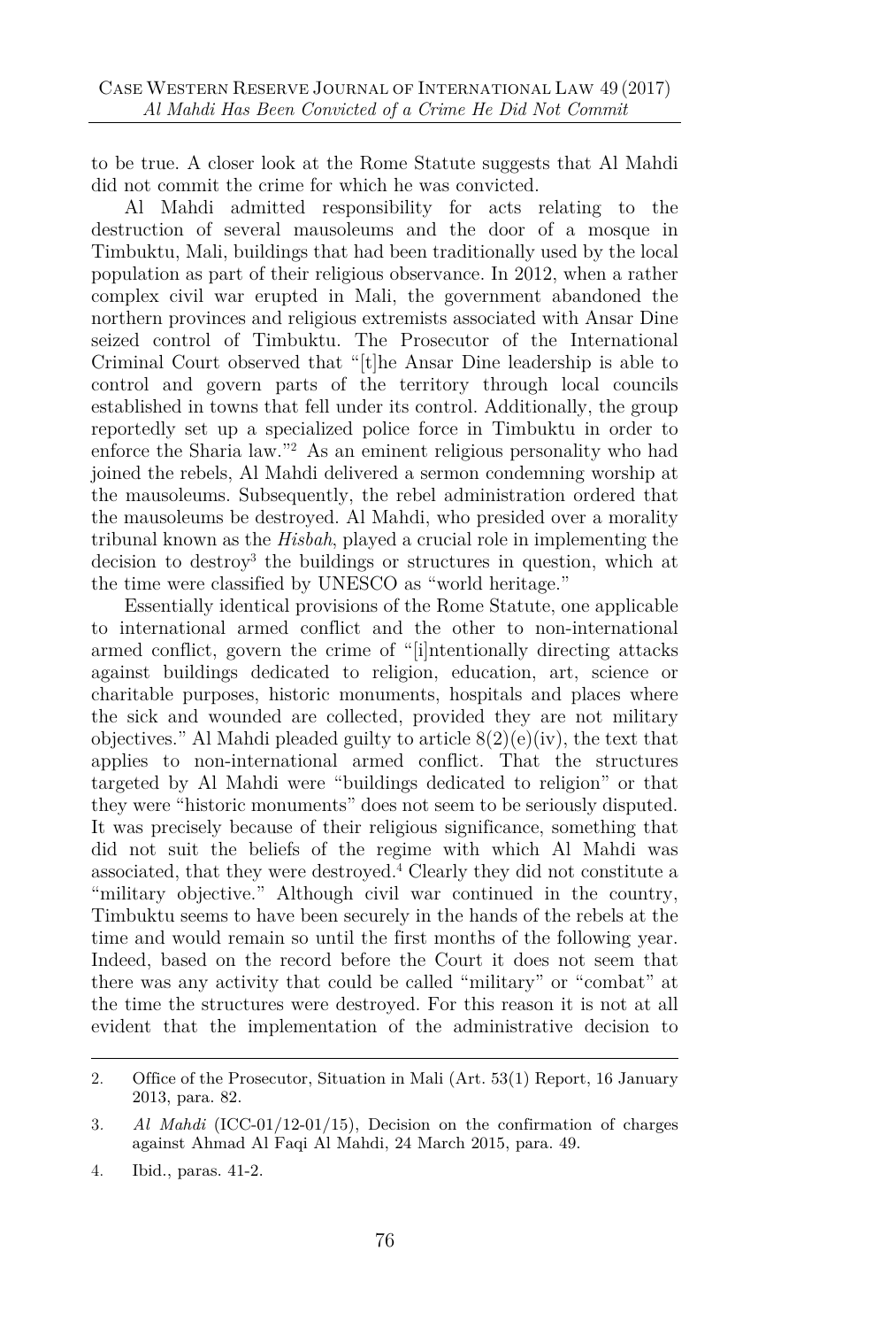to be true. A closer look at the Rome Statute suggests that Al Mahdi did not commit the crime for which he was convicted.

Al Mahdi admitted responsibility for acts relating to the destruction of several mausoleums and the door of a mosque in Timbuktu, Mali, buildings that had been traditionally used by the local population as part of their religious observance. In 2012, when a rather complex civil war erupted in Mali, the government abandoned the northern provinces and religious extremists associated with Ansar Dine seized control of Timbuktu. The Prosecutor of the International Criminal Court observed that "[t]he Ansar Dine leadership is able to control and govern parts of the territory through local councils established in towns that fell under its control. Additionally, the group reportedly set up a specialized police force in Timbuktu in order to enforce the Sharia law."[2] As an eminent religious personality who had joined the rebels, Al Mahdi delivered a sermon condemning worship at the mausoleums. Subsequently, the rebel administration ordered that the mausoleums be destroyed. Al Mahdi, who presided over a morality tribunal known as the *Hisbah*, played a crucial role in implementing the decision to destroy[3] the buildings or structures in question, which at the time were classified by UNESCO as "world heritage."

Essentially identical provisions of the Rome Statute, one applicable to international armed conflict and the other to non-international armed conflict, govern the crime of "[i]ntentionally directing attacks against buildings dedicated to religion, education, art, science or charitable purposes, historic monuments, hospitals and places where the sick and wounded are collected, provided they are not military objectives." Al Mahdi pleaded guilty to article 8(2)(e)(iv), the text that applies to non-international armed conflict. That the structures targeted by Al Mahdi were "buildings dedicated to religion" or that they were "historic monuments" does not seem to be seriously disputed. It was precisely because of their religious significance, something that did not suit the beliefs of the regime with which Al Mahdi was associated, that they were destroyed.[4] Clearly they did not constitute a "military objective." Although civil war continued in the country, Timbuktu seems to have been securely in the hands of the rebels at the time and would remain so until the first months of the following year. Indeed, based on the record before the Court it does not seem that there was any activity that could be called "military" or "combat" at the time the structures were destroyed. For this reason it is not at all evident that the implementation of the administrative decision to

---

2. Office of the Prosecutor, Situation in Mali (Art. 53(1) Report, 16 January 2013, para. 82.

3. *Al Mahdi* (ICC-01/12-01/15), Decision on the confirmation of charges against Ahmad Al Faqi Al Mahdi, 24 March 2015, para. 49.

4. Ibid., paras. 41-2.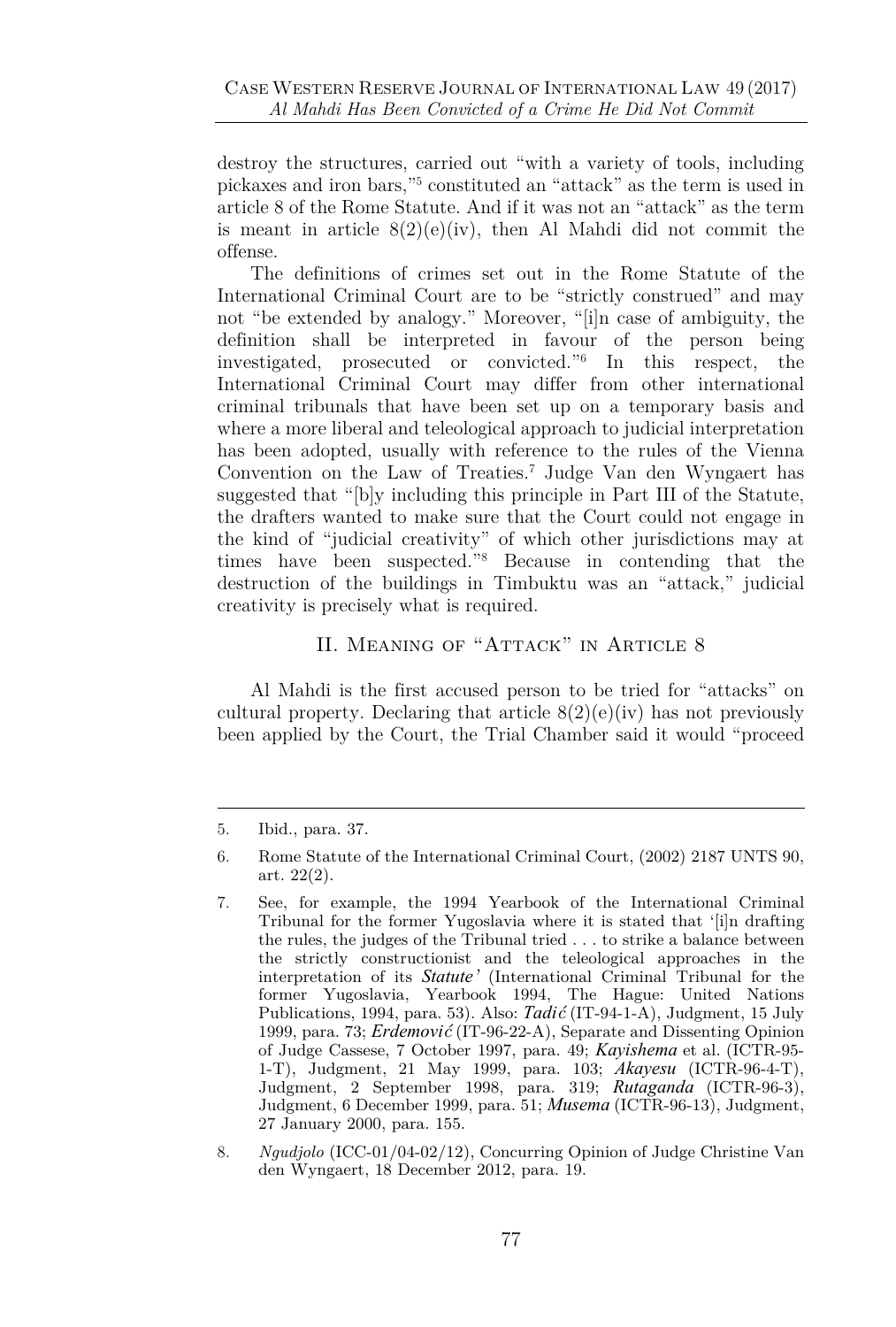destroy the structures, carried out "with a variety of tools, including pickaxes and iron bars,"[5] constituted an "attack" as the term is used in article 8 of the Rome Statute. And if it was not an "attack" as the term is meant in article 8(2)(e)(iv), then Al Mahdi did not commit the offense.

The definitions of crimes set out in the Rome Statute of the International Criminal Court are to be "strictly construed" and may not "be extended by analogy." Moreover, "[i]n case of ambiguity, the definition shall be interpreted in favour of the person being investigated, prosecuted or convicted."[6] In this respect, the International Criminal Court may differ from other international criminal tribunals that have been set up on a temporary basis and where a more liberal and teleological approach to judicial interpretation has been adopted, usually with reference to the rules of the Vienna Convention on the Law of Treaties.[7] Judge Van den Wyngaert has suggested that "[b]y including this principle in Part III of the Statute, the drafters wanted to make sure that the Court could not engage in the kind of "judicial creativity" of which other jurisdictions may at times have been suspected."[8] Because in contending that the destruction of the buildings in Timbuktu was an "attack," judicial creativity is precisely what is required.

## II. Meaning of "Attack" in Article 8

Al Mahdi is the first accused person to be tried for "attacks" on cultural property. Declaring that article 8(2)(e)(iv) has not previously been applied by the Court, the Trial Chamber said it would "proceed

---

5. Ibid., para. 37.

6. Rome Statute of the International Criminal Court, (2002) 2187 UNTS 90, art. 22(2).

7. See, for example, the 1994 Yearbook of the International Criminal Tribunal for the former Yugoslavia where it is stated that '[i]n drafting the rules, the judges of the Tribunal tried . . . to strike a balance between the strictly constructionist and the teleological approaches in the interpretation of its *Statute'* (International Criminal Tribunal for the former Yugoslavia, Yearbook 1994, The Hague: United Nations Publications, 1994, para. 53). Also: ***Tadić*** (IT-94-1-A), Judgment, 15 July 1999, para. 73; ***Erdemović*** (IT-96-22-A), Separate and Dissenting Opinion of Judge Cassese, 7 October 1997, para. 49; ***Kayishema*** et al. (ICTR-95-1-T), Judgment, 21 May 1999, para. 103; ***Akayesu*** (ICTR-96-4-T), Judgment, 2 September 1998, para. 319; ***Rutaganda*** (ICTR-96-3), Judgment, 6 December 1999, para. 51; ***Musema*** (ICTR-96-13), Judgment, 27 January 2000, para. 155.

8. *Ngudjolo* (ICC-01/04-02/12), Concurring Opinion of Judge Christine Van den Wyngaert, 18 December 2012, para. 19.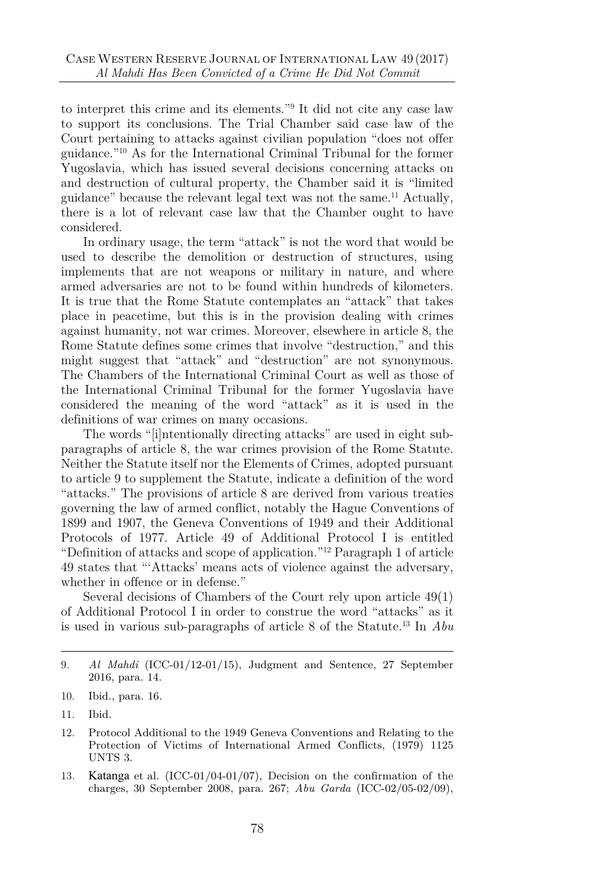to interpret this crime and its elements."[9] It did not cite any case law to support its conclusions. The Trial Chamber said case law of the Court pertaining to attacks against civilian population "does not offer guidance."[10] As for the International Criminal Tribunal for the former Yugoslavia, which has issued several decisions concerning attacks on and destruction of cultural property, the Chamber said it is "limited guidance" because the relevant legal text was not the same.[11] Actually, there is a lot of relevant case law that the Chamber ought to have considered.

In ordinary usage, the term "attack" is not the word that would be used to describe the demolition or destruction of structures, using implements that are not weapons or military in nature, and where armed adversaries are not to be found within hundreds of kilometers. It is true that the Rome Statute contemplates an "attack" that takes place in peacetime, but this is in the provision dealing with crimes against humanity, not war crimes. Moreover, elsewhere in article 8, the Rome Statute defines some crimes that involve "destruction," and this might suggest that "attack" and "destruction" are not synonymous. The Chambers of the International Criminal Court as well as those of the International Criminal Tribunal for the former Yugoslavia have considered the meaning of the word "attack" as it is used in the definitions of war crimes on many occasions.

The words "[i]ntentionally directing attacks" are used in eight sub-paragraphs of article 8, the war crimes provision of the Rome Statute. Neither the Statute itself nor the Elements of Crimes, adopted pursuant to article 9 to supplement the Statute, indicate a definition of the word "attacks." The provisions of article 8 are derived from various treaties governing the law of armed conflict, notably the Hague Conventions of 1899 and 1907, the Geneva Conventions of 1949 and their Additional Protocols of 1977. Article 49 of Additional Protocol I is entitled "Definition of attacks and scope of application."[12] Paragraph 1 of article 49 states that "'Attacks' means acts of violence against the adversary, whether in offence or in defense."

Several decisions of Chambers of the Court rely upon article 49(1) of Additional Protocol I in order to construe the word "attacks" as it is used in various sub-paragraphs of article 8 of the Statute.[13] In *Abu*

---

9. *Al Mahdi* (ICC-01/12-01/15), Judgment and Sentence, 27 September 2016, para. 14.

10. Ibid., para. 16.

11. Ibid.

12. Protocol Additional to the 1949 Geneva Conventions and Relating to the Protection of Victims of International Armed Conflicts, (1979) 1125 UNTS 3.

13. Katanga et al. (ICC-01/04-01/07), Decision on the confirmation of the charges, 30 September 2008, para. 267; *Abu Garda* (ICC-02/05-02/09),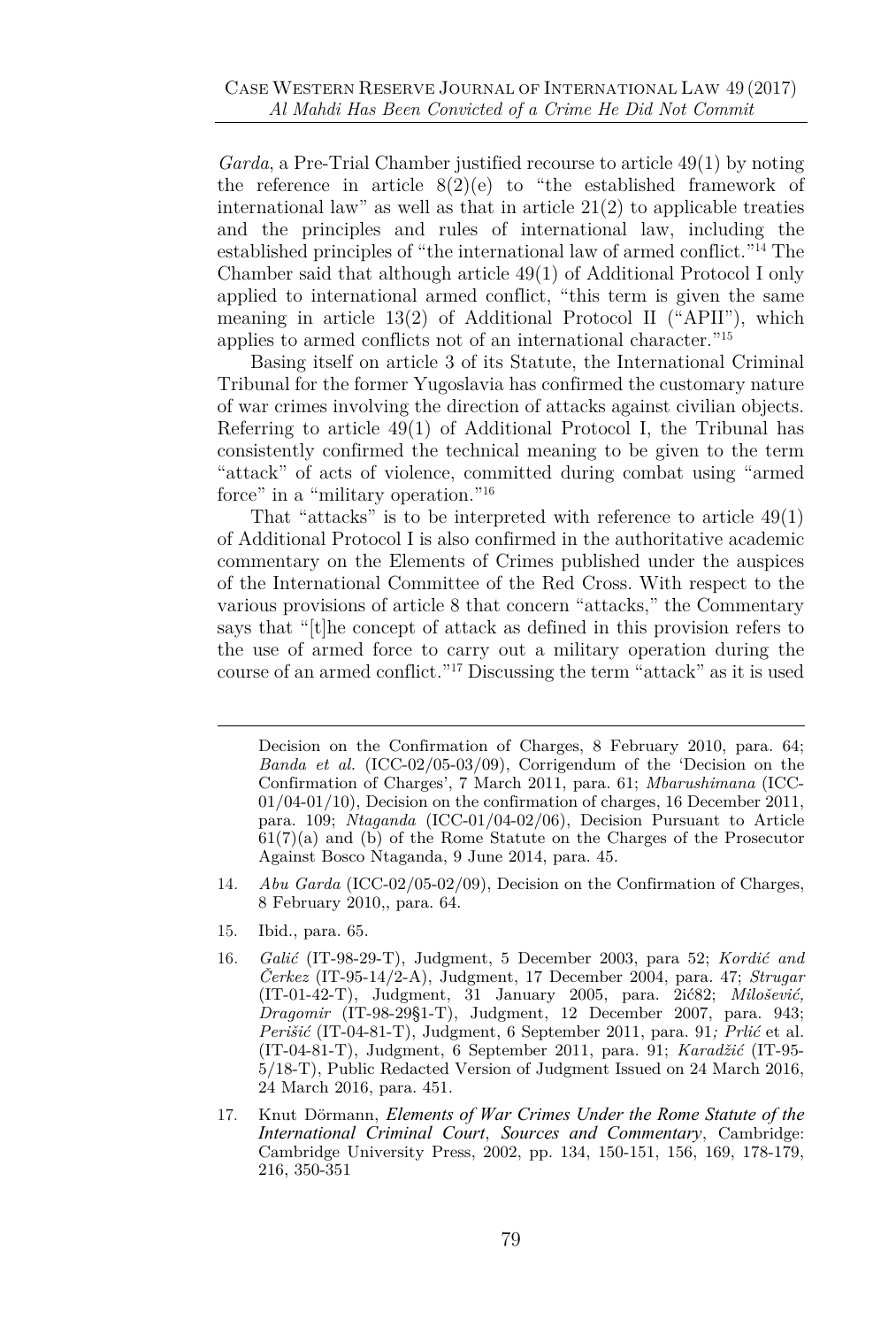*Garda*, a Pre-Trial Chamber justified recourse to article 49(1) by noting the reference in article 8(2)(e) to "the established framework of international law" as well as that in article 21(2) to applicable treaties and the principles and rules of international law, including the established principles of "the international law of armed conflict."[14] The Chamber said that although article 49(1) of Additional Protocol I only applied to international armed conflict, "this term is given the same meaning in article 13(2) of Additional Protocol II ("APII"), which applies to armed conflicts not of an international character."[15]

Basing itself on article 3 of its Statute, the International Criminal Tribunal for the former Yugoslavia has confirmed the customary nature of war crimes involving the direction of attacks against civilian objects. Referring to article 49(1) of Additional Protocol I, the Tribunal has consistently confirmed the technical meaning to be given to the term "attack" of acts of violence, committed during combat using "armed force" in a "military operation."[16]

That "attacks" is to be interpreted with reference to article 49(1) of Additional Protocol I is also confirmed in the authoritative academic commentary on the Elements of Crimes published under the auspices of the International Committee of the Red Cross. With respect to the various provisions of article 8 that concern "attacks," the Commentary says that "[t]he concept of attack as defined in this provision refers to the use of armed force to carry out a military operation during the course of an armed conflict."[17] Discussing the term "attack" as it is used

---

Decision on the Confirmation of Charges, 8 February 2010, para. 64; *Banda et al.* (ICC-02/05-03/09), Corrigendum of the 'Decision on the Confirmation of Charges', 7 March 2011, para. 61; *Mbarushimana* (ICC-01/04-01/10), Decision on the confirmation of charges, 16 December 2011, para. 109; *Ntaganda* (ICC-01/04-02/06), Decision Pursuant to Article 61(7)(a) and (b) of the Rome Statute on the Charges of the Prosecutor Against Bosco Ntaganda, 9 June 2014, para. 45.

14. *Abu Garda* (ICC-02/05-02/09), Decision on the Confirmation of Charges, 8 February 2010,, para. 64.

15. Ibid., para. 65.

16. *Galić* (IT-98-29-T), Judgment, 5 December 2003, para 52; *Kordić and Čerkez* (IT-95-14/2-A), Judgment, 17 December 2004, para. 47; *Strugar* (IT-01-42-T), Judgment, 31 January 2005, para. 2ić82; *Milošević, Dragomir* (IT-98-29§1-T), Judgment, 12 December 2007, para. 943; *Perišić* (IT-04-81-T), Judgment, 6 September 2011, para. 91*; Prlić* et al. (IT-04-81-T), Judgment, 6 September 2011, para. 91; *Karadžić* (IT-95-5/18-T), Public Redacted Version of Judgment Issued on 24 March 2016, 24 March 2016, para. 451.

17. Knut Dörmann, ***Elements of War Crimes Under the Rome Statute of the International Criminal Court, Sources and Commentary***, Cambridge: Cambridge University Press, 2002, pp. 134, 150-151, 156, 169, 178-179, 216, 350-351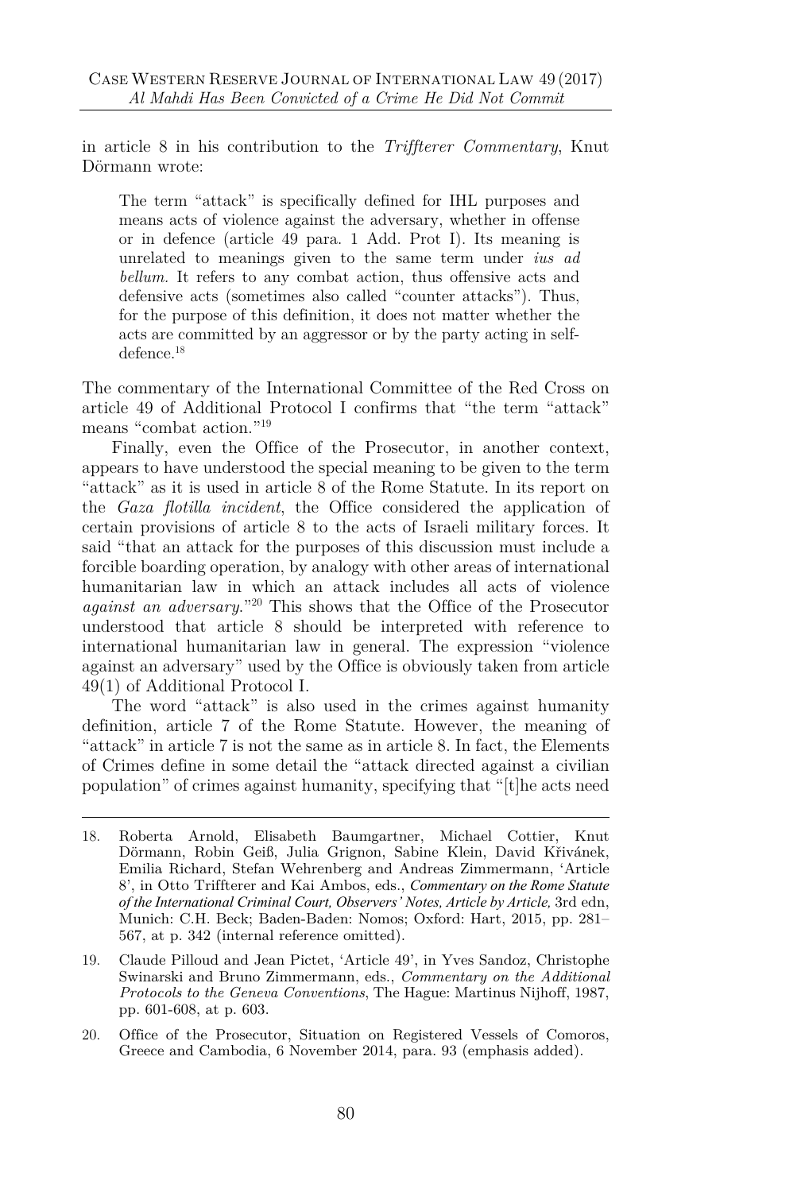in article 8 in his contribution to the *Triffterer Commentary*, Knut Dörmann wrote:

> The term "attack" is specifically defined for IHL purposes and means acts of violence against the adversary, whether in offense or in defence (article 49 para. 1 Add. Prot I). Its meaning is unrelated to meanings given to the same term under *ius ad bellum.* It refers to any combat action, thus offensive acts and defensive acts (sometimes also called "counter attacks"). Thus, for the purpose of this definition, it does not matter whether the acts are committed by an aggressor or by the party acting in self-defence.[18]

The commentary of the International Committee of the Red Cross on article 49 of Additional Protocol I confirms that "the term "attack" means "combat action."[19]

Finally, even the Office of the Prosecutor, in another context, appears to have understood the special meaning to be given to the term "attack" as it is used in article 8 of the Rome Statute. In its report on the *Gaza flotilla incident*, the Office considered the application of certain provisions of article 8 to the acts of Israeli military forces. It said "that an attack for the purposes of this discussion must include a forcible boarding operation, by analogy with other areas of international humanitarian law in which an attack includes all acts of violence *against an adversary*."[20] This shows that the Office of the Prosecutor understood that article 8 should be interpreted with reference to international humanitarian law in general. The expression "violence against an adversary" used by the Office is obviously taken from article 49(1) of Additional Protocol I.

The word "attack" is also used in the crimes against humanity definition, article 7 of the Rome Statute. However, the meaning of "attack" in article 7 is not the same as in article 8. In fact, the Elements of Crimes define in some detail the "attack directed against a civilian population" of crimes against humanity, specifying that "[t]he acts need

---

18. Roberta Arnold, Elisabeth Baumgartner, Michael Cottier, Knut Dörmann, Robin Geiß, Julia Grignon, Sabine Klein, David Křivánek, Emilia Richard, Stefan Wehrenberg and Andreas Zimmermann, 'Article 8', in Otto Triffterer and Kai Ambos, eds., ***Commentary on the Rome Statute of the International Criminal Court, Observers' Notes, Article by Article,*** 3rd edn, Munich: C.H. Beck; Baden-Baden: Nomos; Oxford: Hart, 2015, pp. 281–567, at p. 342 (internal reference omitted).

19. Claude Pilloud and Jean Pictet, 'Article 49', in Yves Sandoz, Christophe Swinarski and Bruno Zimmermann, eds., *Commentary on the Additional Protocols to the Geneva Conventions*, The Hague: Martinus Nijhoff, 1987, pp. 601-608, at p. 603.

20. Office of the Prosecutor, Situation on Registered Vessels of Comoros, Greece and Cambodia, 6 November 2014, para. 93 (emphasis added).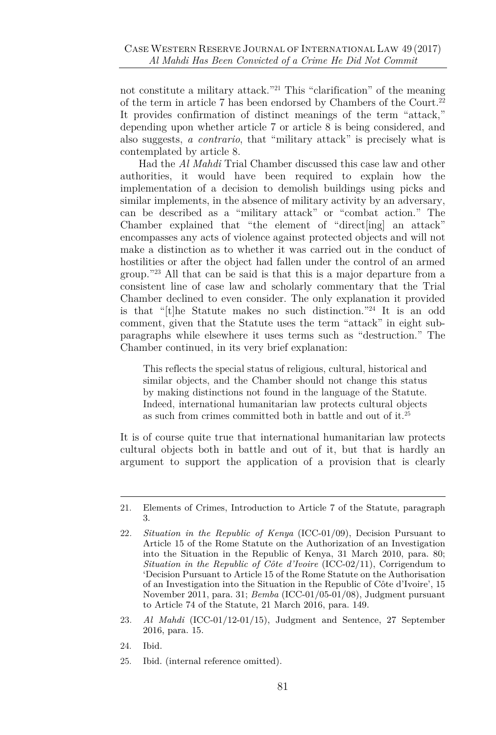not constitute a military attack."[21] This "clarification" of the meaning of the term in article 7 has been endorsed by Chambers of the Court.[22] It provides confirmation of distinct meanings of the term "attack," depending upon whether article 7 or article 8 is being considered, and also suggests, *a contrario*, that "military attack" is precisely what is contemplated by article 8.

Had the *Al Mahdi* Trial Chamber discussed this case law and other authorities, it would have been required to explain how the implementation of a decision to demolish buildings using picks and similar implements, in the absence of military activity by an adversary, can be described as a "military attack" or "combat action." The Chamber explained that "the element of "direct[ing] an attack" encompasses any acts of violence against protected objects and will not make a distinction as to whether it was carried out in the conduct of hostilities or after the object had fallen under the control of an armed group."[23] All that can be said is that this is a major departure from a consistent line of case law and scholarly commentary that the Trial Chamber declined to even consider. The only explanation it provided is that "[t]he Statute makes no such distinction."[24] It is an odd comment, given that the Statute uses the term "attack" in eight sub-paragraphs while elsewhere it uses terms such as "destruction." The Chamber continued, in its very brief explanation:

> This reflects the special status of religious, cultural, historical and similar objects, and the Chamber should not change this status by making distinctions not found in the language of the Statute. Indeed, international humanitarian law protects cultural objects as such from crimes committed both in battle and out of it.[25]

It is of course quite true that international humanitarian law protects cultural objects both in battle and out of it, but that is hardly an argument to support the application of a provision that is clearly

---

21. Elements of Crimes, Introduction to Article 7 of the Statute, paragraph 3.

22. *Situation in the Republic of Kenya* (ICC-01/09), Decision Pursuant to Article 15 of the Rome Statute on the Authorization of an Investigation into the Situation in the Republic of Kenya, 31 March 2010, para. 80; *Situation in the Republic of Côte d'Ivoire* (ICC-02/11), Corrigendum to 'Decision Pursuant to Article 15 of the Rome Statute on the Authorisation of an Investigation into the Situation in the Republic of Côte d'Ivoire', 15 November 2011, para. 31; *Bemba* (ICC-01/05-01/08), Judgment pursuant to Article 74 of the Statute, 21 March 2016, para. 149.

23. *Al Mahdi* (ICC-01/12-01/15), Judgment and Sentence, 27 September 2016, para. 15.

24. Ibid.

25. Ibid. (internal reference omitted).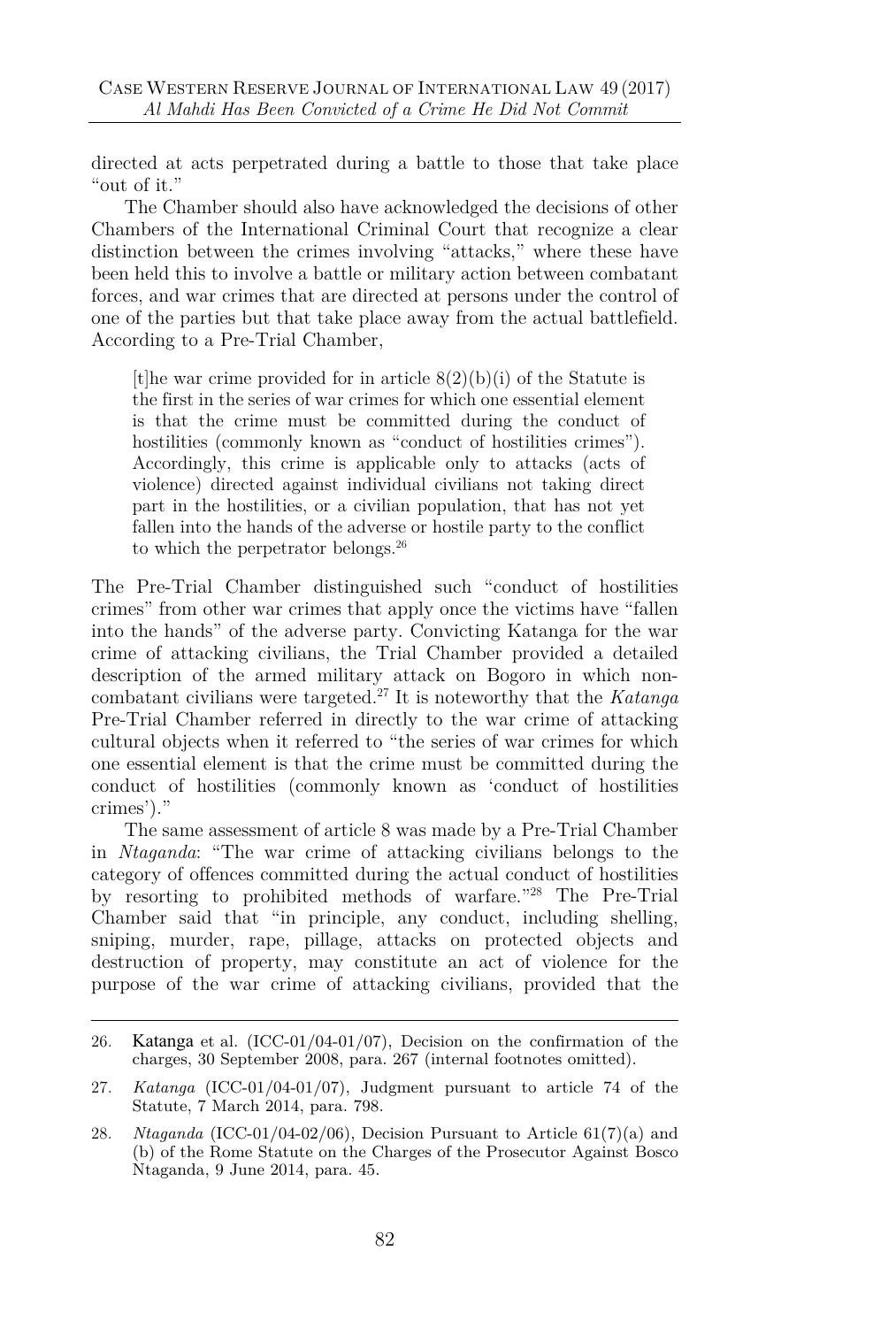directed at acts perpetrated during a battle to those that take place "out of it."

The Chamber should also have acknowledged the decisions of other Chambers of the International Criminal Court that recognize a clear distinction between the crimes involving "attacks," where these have been held this to involve a battle or military action between combatant forces, and war crimes that are directed at persons under the control of one of the parties but that take place away from the actual battlefield. According to a Pre-Trial Chamber,

> [t]he war crime provided for in article 8(2)(b)(i) of the Statute is the first in the series of war crimes for which one essential element is that the crime must be committed during the conduct of hostilities (commonly known as "conduct of hostilities crimes"). Accordingly, this crime is applicable only to attacks (acts of violence) directed against individual civilians not taking direct part in the hostilities, or a civilian population, that has not yet fallen into the hands of the adverse or hostile party to the conflict to which the perpetrator belongs.[26]

The Pre-Trial Chamber distinguished such "conduct of hostilities crimes" from other war crimes that apply once the victims have "fallen into the hands" of the adverse party. Convicting Katanga for the war crime of attacking civilians, the Trial Chamber provided a detailed description of the armed military attack on Bogoro in which non-combatant civilians were targeted.[27] It is noteworthy that the *Katanga* Pre-Trial Chamber referred in directly to the war crime of attacking cultural objects when it referred to "the series of war crimes for which one essential element is that the crime must be committed during the conduct of hostilities (commonly known as 'conduct of hostilities crimes')."

The same assessment of article 8 was made by a Pre-Trial Chamber in *Ntaganda*: "The war crime of attacking civilians belongs to the category of offences committed during the actual conduct of hostilities by resorting to prohibited methods of warfare."[28] The Pre-Trial Chamber said that "in principle, any conduct, including shelling, sniping, murder, rape, pillage, attacks on protected objects and destruction of property, may constitute an act of violence for the purpose of the war crime of attacking civilians, provided that the

---

26. Katanga et al. (ICC-01/04-01/07), Decision on the confirmation of the charges, 30 September 2008, para. 267 (internal footnotes omitted).

27. *Katanga* (ICC-01/04-01/07), Judgment pursuant to article 74 of the Statute, 7 March 2014, para. 798.

28. *Ntaganda* (ICC-01/04-02/06), Decision Pursuant to Article 61(7)(a) and (b) of the Rome Statute on the Charges of the Prosecutor Against Bosco Ntaganda, 9 June 2014, para. 45.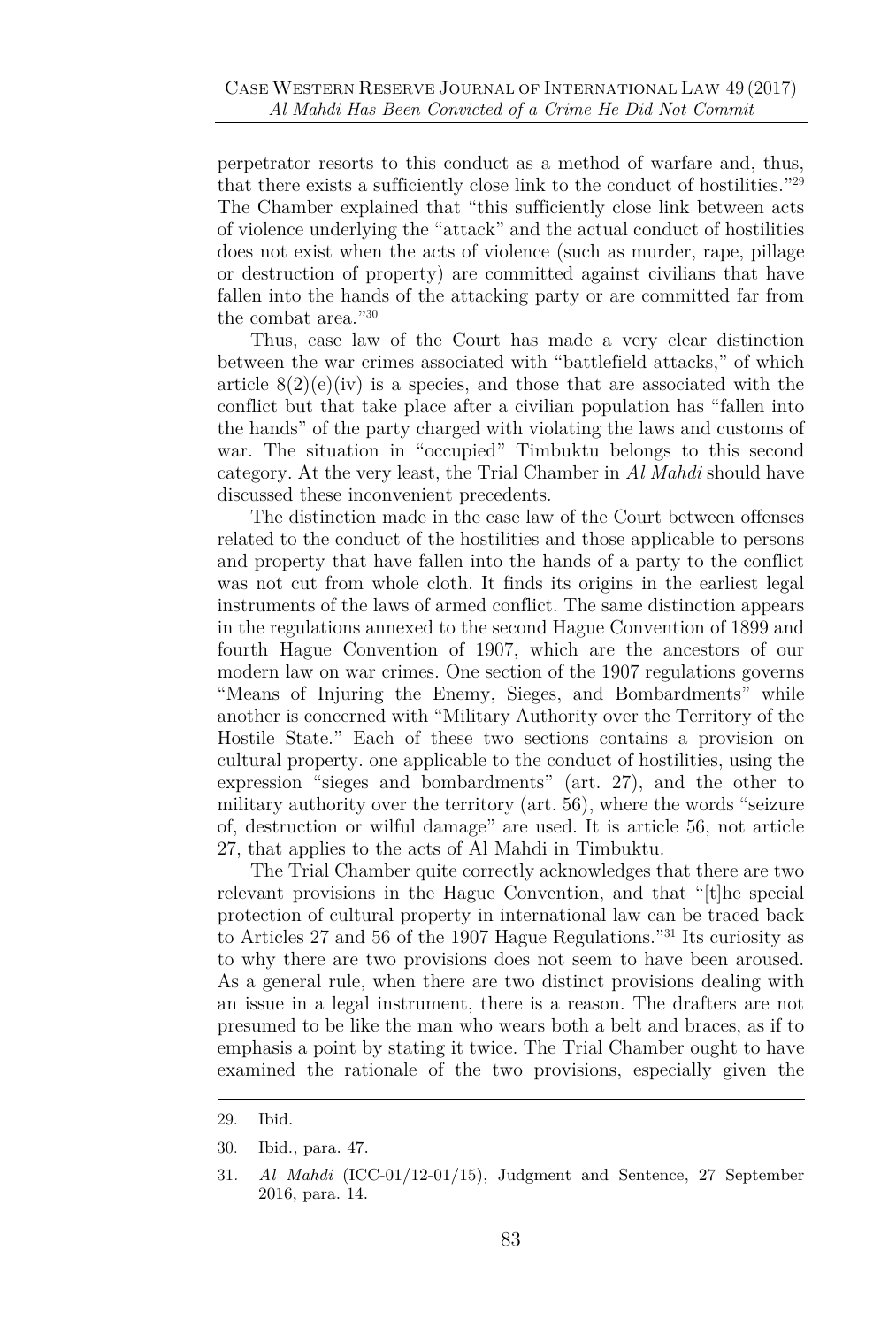perpetrator resorts to this conduct as a method of warfare and, thus, that there exists a sufficiently close link to the conduct of hostilities."[29] The Chamber explained that "this sufficiently close link between acts of violence underlying the "attack" and the actual conduct of hostilities does not exist when the acts of violence (such as murder, rape, pillage or destruction of property) are committed against civilians that have fallen into the hands of the attacking party or are committed far from the combat area."[30]

Thus, case law of the Court has made a very clear distinction between the war crimes associated with "battlefield attacks," of which article 8(2)(e)(iv) is a species, and those that are associated with the conflict but that take place after a civilian population has "fallen into the hands" of the party charged with violating the laws and customs of war. The situation in "occupied" Timbuktu belongs to this second category. At the very least, the Trial Chamber in *Al Mahdi* should have discussed these inconvenient precedents.

The distinction made in the case law of the Court between offenses related to the conduct of the hostilities and those applicable to persons and property that have fallen into the hands of a party to the conflict was not cut from whole cloth. It finds its origins in the earliest legal instruments of the laws of armed conflict. The same distinction appears in the regulations annexed to the second Hague Convention of 1899 and fourth Hague Convention of 1907, which are the ancestors of our modern law on war crimes. One section of the 1907 regulations governs "Means of Injuring the Enemy, Sieges, and Bombardments" while another is concerned with "Military Authority over the Territory of the Hostile State." Each of these two sections contains a provision on cultural property. one applicable to the conduct of hostilities, using the expression "sieges and bombardments" (art. 27), and the other to military authority over the territory (art. 56), where the words "seizure of, destruction or wilful damage" are used. It is article 56, not article 27, that applies to the acts of Al Mahdi in Timbuktu.

The Trial Chamber quite correctly acknowledges that there are two relevant provisions in the Hague Convention, and that "[t]he special protection of cultural property in international law can be traced back to Articles 27 and 56 of the 1907 Hague Regulations."[31] Its curiosity as to why there are two provisions does not seem to have been aroused. As a general rule, when there are two distinct provisions dealing with an issue in a legal instrument, there is a reason. The drafters are not presumed to be like the man who wears both a belt and braces, as if to emphasis a point by stating it twice. The Trial Chamber ought to have examined the rationale of the two provisions, especially given the

---

29. Ibid.

30. Ibid., para. 47.

31. *Al Mahdi* (ICC-01/12-01/15), Judgment and Sentence, 27 September 2016, para. 14.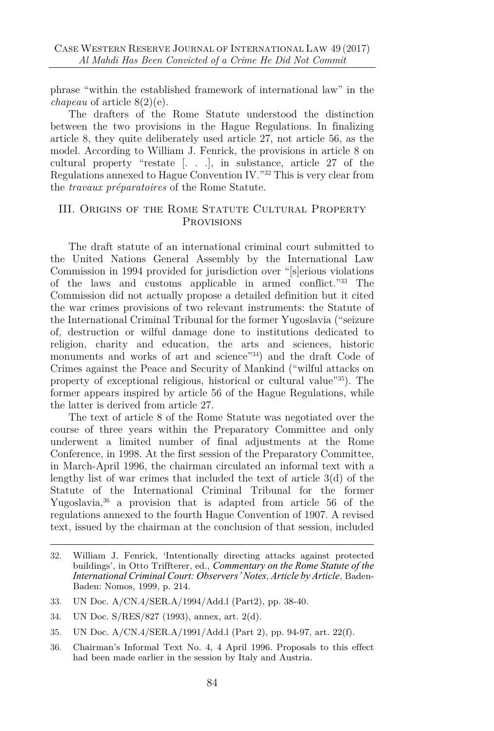phrase "within the established framework of international law" in the *chapeau* of article 8(2)(e).

The drafters of the Rome Statute understood the distinction between the two provisions in the Hague Regulations. In finalizing article 8, they quite deliberately used article 27, not article 56, as the model. According to William J. Fenrick, the provisions in article 8 on cultural property "restate [. . .], in substance, article 27 of the Regulations annexed to Hague Convention IV."[32] This is very clear from the *travaux préparatoires* of the Rome Statute.

## III. Origins of the Rome Statute Cultural Property Provisions

The draft statute of an international criminal court submitted to the United Nations General Assembly by the International Law Commission in 1994 provided for jurisdiction over "[s]erious violations of the laws and customs applicable in armed conflict."[33] The Commission did not actually propose a detailed definition but it cited the war crimes provisions of two relevant instruments: the Statute of the International Criminal Tribunal for the former Yugoslavia ("seizure of, destruction or wilful damage done to institutions dedicated to religion, charity and education, the arts and sciences, historic monuments and works of art and science"[34]) and the draft Code of Crimes against the Peace and Security of Mankind ("wilful attacks on property of exceptional religious, historical or cultural value"[35]). The former appears inspired by article 56 of the Hague Regulations, while the latter is derived from article 27.

The text of article 8 of the Rome Statute was negotiated over the course of three years within the Preparatory Committee and only underwent a limited number of final adjustments at the Rome Conference, in 1998. At the first session of the Preparatory Committee, in March-April 1996, the chairman circulated an informal text with a lengthy list of war crimes that included the text of article 3(d) of the Statute of the International Criminal Tribunal for the former Yugoslavia,[36] a provision that is adapted from article 56 of the regulations annexed to the fourth Hague Convention of 1907. A revised text, issued by the chairman at the conclusion of that session, included

---

32. William J. Fenrick, 'Intentionally directing attacks against protected buildings', in Otto Triffterer, ed., ***Commentary on the Rome Statute of the International Criminal Court: Observers' Notes, Article by Article***, Baden-Baden: Nomos, 1999, p. 214.

33. UN Doc. A/CN.4/SER.A/1994/Add.l (Part2), pp. 38-40.

34. UN Doc. S/RES/827 (1993), annex, art. 2(d).

35. UN Doc. A/CN.4/SER.A/1991/Add.l (Part 2), pp. 94-97, art. 22(f).

36. Chairman's Informal Text No. 4, 4 April 1996. Proposals to this effect had been made earlier in the session by Italy and Austria.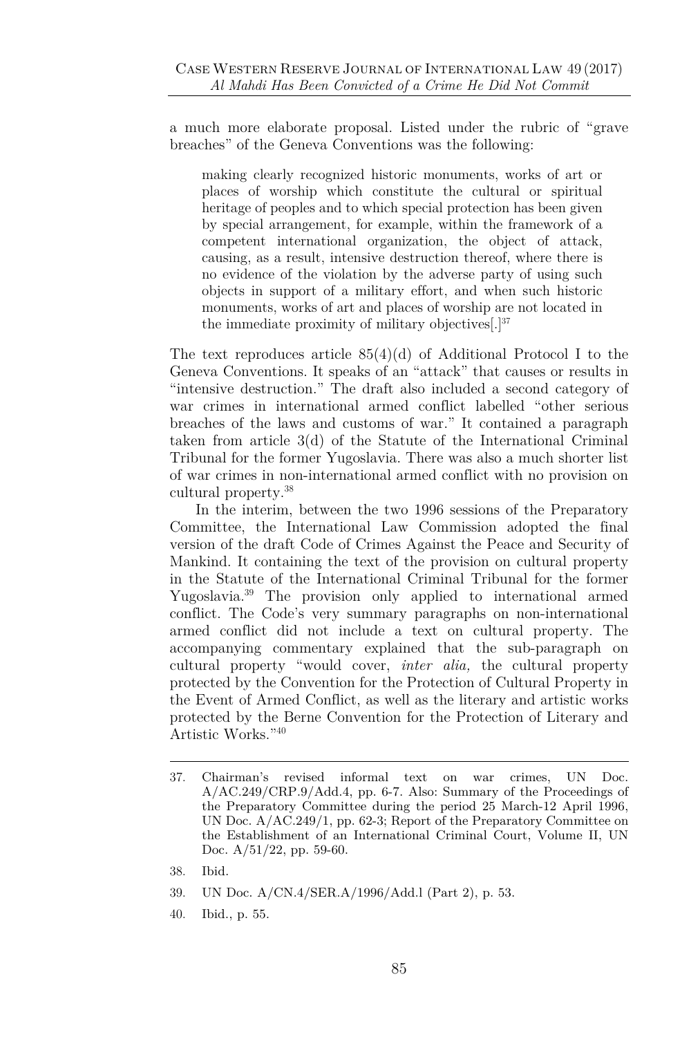a much more elaborate proposal. Listed under the rubric of "grave breaches" of the Geneva Conventions was the following:

> making clearly recognized historic monuments, works of art or places of worship which constitute the cultural or spiritual heritage of peoples and to which special protection has been given by special arrangement, for example, within the framework of a competent international organization, the object of attack, causing, as a result, intensive destruction thereof, where there is no evidence of the violation by the adverse party of using such objects in support of a military effort, and when such historic monuments, works of art and places of worship are not located in the immediate proximity of military objectives[.][37]

The text reproduces article 85(4)(d) of Additional Protocol I to the Geneva Conventions. It speaks of an "attack" that causes or results in "intensive destruction." The draft also included a second category of war crimes in international armed conflict labelled "other serious breaches of the laws and customs of war." It contained a paragraph taken from article 3(d) of the Statute of the International Criminal Tribunal for the former Yugoslavia. There was also a much shorter list of war crimes in non-international armed conflict with no provision on cultural property.[38]

In the interim, between the two 1996 sessions of the Preparatory Committee, the International Law Commission adopted the final version of the draft Code of Crimes Against the Peace and Security of Mankind. It containing the text of the provision on cultural property in the Statute of the International Criminal Tribunal for the former Yugoslavia.[39] The provision only applied to international armed conflict. The Code's very summary paragraphs on non-international armed conflict did not include a text on cultural property. The accompanying commentary explained that the sub-paragraph on cultural property "would cover, *inter alia,* the cultural property protected by the Convention for the Protection of Cultural Property in the Event of Armed Conflict, as well as the literary and artistic works protected by the Berne Convention for the Protection of Literary and Artistic Works."[40]

---

37. Chairman's revised informal text on war crimes, UN Doc. A/AC.249/CRP.9/Add.4, pp. 6-7. Also: Summary of the Proceedings of the Preparatory Committee during the period 25 March-12 April 1996, UN Doc. A/AC.249/1, pp. 62-3; Report of the Preparatory Committee on the Establishment of an International Criminal Court, Volume II, UN Doc. A/51/22, pp. 59-60.
38. Ibid.
39. UN Doc. A/CN.4/SER.A/1996/Add.l (Part 2), p. 53.
40. Ibid., p. 55.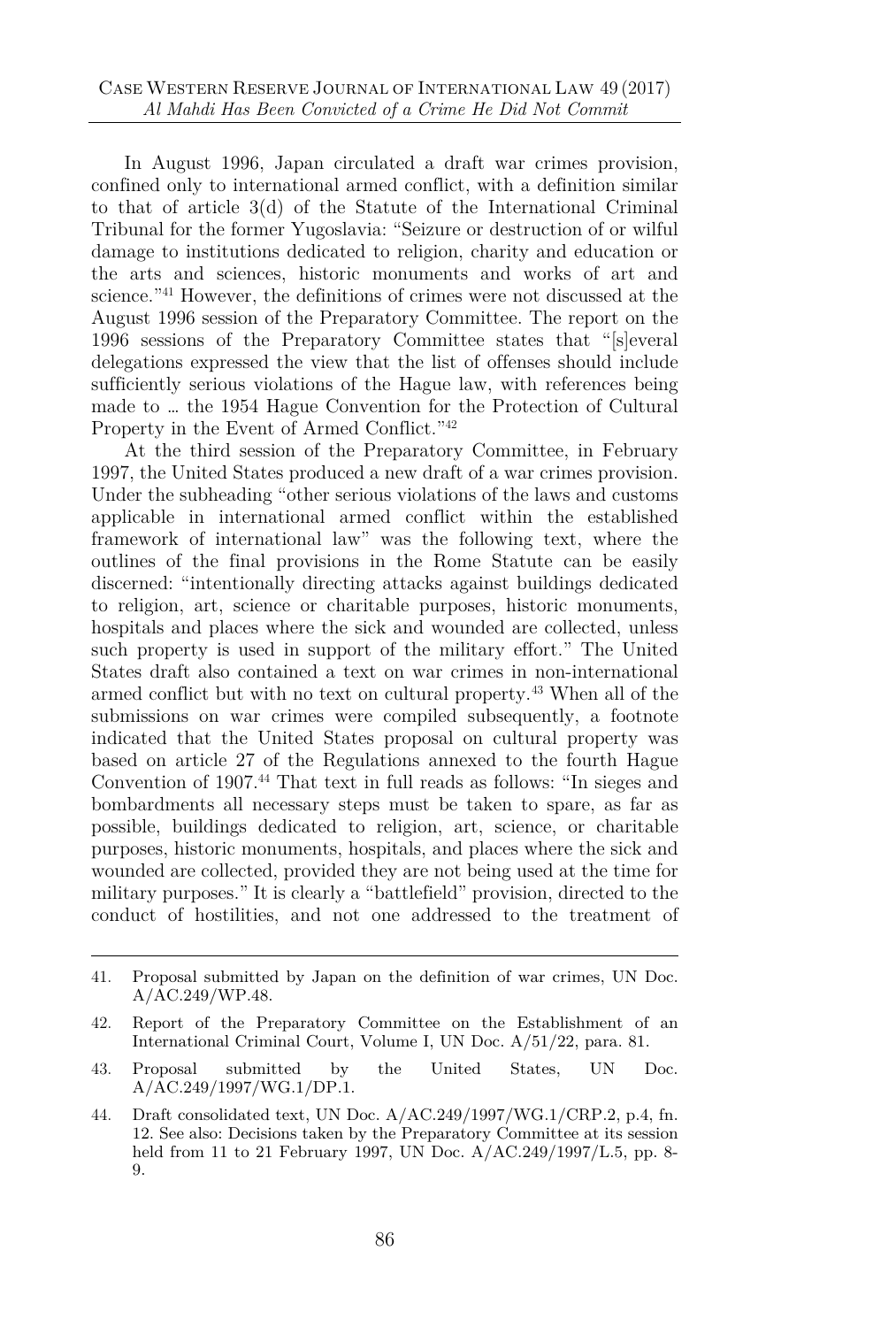In August 1996, Japan circulated a draft war crimes provision, confined only to international armed conflict, with a definition similar to that of article 3(d) of the Statute of the International Criminal Tribunal for the former Yugoslavia: "Seizure or destruction of or wilful damage to institutions dedicated to religion, charity and education or the arts and sciences, historic monuments and works of art and science."[41] However, the definitions of crimes were not discussed at the August 1996 session of the Preparatory Committee. The report on the 1996 sessions of the Preparatory Committee states that "[s]everal delegations expressed the view that the list of offenses should include sufficiently serious violations of the Hague law, with references being made to … the 1954 Hague Convention for the Protection of Cultural Property in the Event of Armed Conflict."[42]

At the third session of the Preparatory Committee, in February 1997, the United States produced a new draft of a war crimes provision. Under the subheading "other serious violations of the laws and customs applicable in international armed conflict within the established framework of international law" was the following text, where the outlines of the final provisions in the Rome Statute can be easily discerned: "intentionally directing attacks against buildings dedicated to religion, art, science or charitable purposes, historic monuments, hospitals and places where the sick and wounded are collected, unless such property is used in support of the military effort." The United States draft also contained a text on war crimes in non-international armed conflict but with no text on cultural property.[43] When all of the submissions on war crimes were compiled subsequently, a footnote indicated that the United States proposal on cultural property was based on article 27 of the Regulations annexed to the fourth Hague Convention of 1907.[44] That text in full reads as follows: "In sieges and bombardments all necessary steps must be taken to spare, as far as possible, buildings dedicated to religion, art, science, or charitable purposes, historic monuments, hospitals, and places where the sick and wounded are collected, provided they are not being used at the time for military purposes." It is clearly a "battlefield" provision, directed to the conduct of hostilities, and not one addressed to the treatment of

---

41. Proposal submitted by Japan on the definition of war crimes, UN Doc. A/AC.249/WP.48.

42. Report of the Preparatory Committee on the Establishment of an International Criminal Court, Volume I, UN Doc. A/51/22, para. 81.

43. Proposal submitted by the United States, UN Doc. A/AC.249/1997/WG.1/DP.1.

44. Draft consolidated text, UN Doc. A/AC.249/1997/WG.1/CRP.2, p.4, fn. 12. See also: Decisions taken by the Preparatory Committee at its session held from 11 to 21 February 1997, UN Doc. A/AC.249/1997/L.5, pp. 8-9.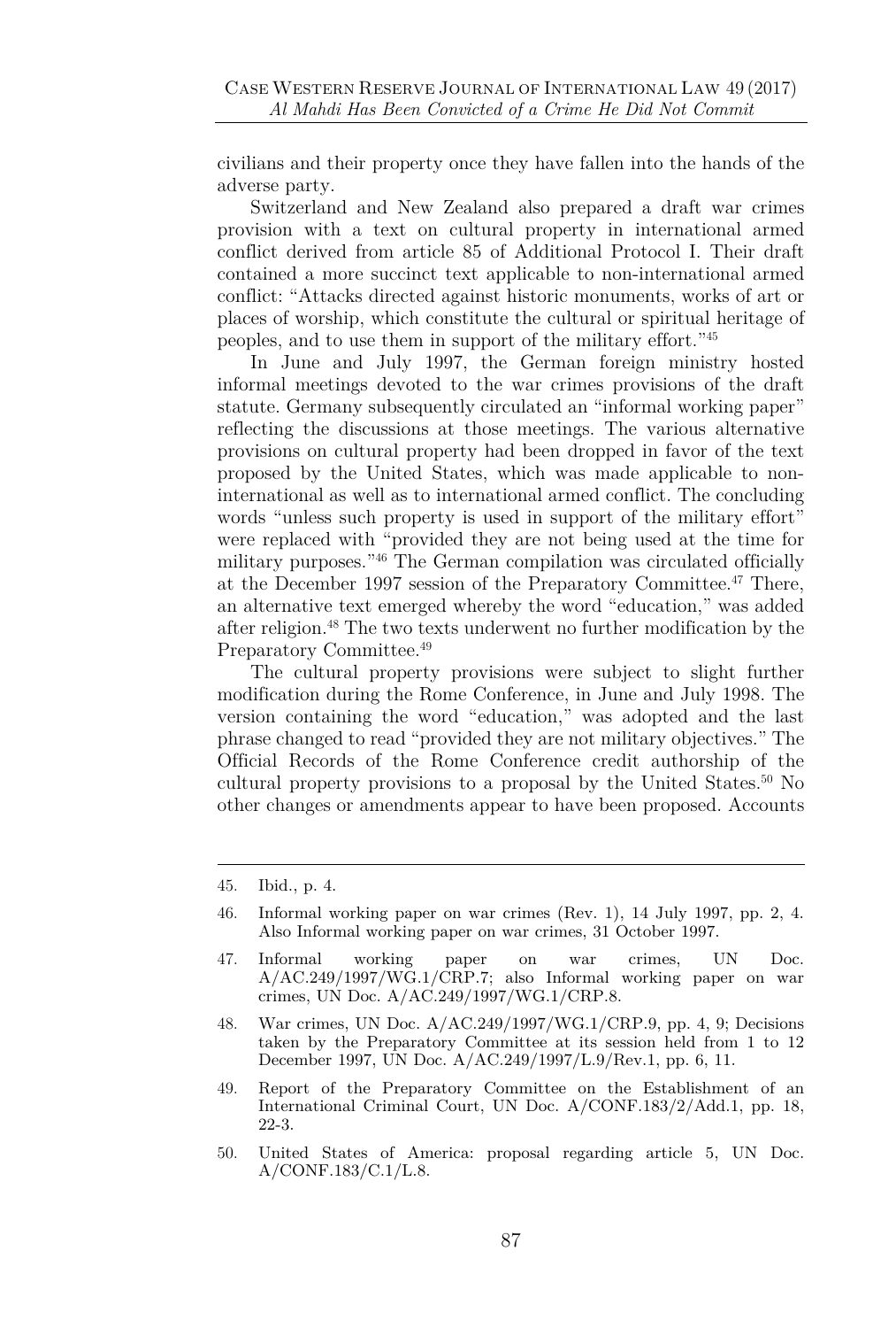civilians and their property once they have fallen into the hands of the adverse party.

Switzerland and New Zealand also prepared a draft war crimes provision with a text on cultural property in international armed conflict derived from article 85 of Additional Protocol I. Their draft contained a more succinct text applicable to non-international armed conflict: "Attacks directed against historic monuments, works of art or places of worship, which constitute the cultural or spiritual heritage of peoples, and to use them in support of the military effort."[45]

In June and July 1997, the German foreign ministry hosted informal meetings devoted to the war crimes provisions of the draft statute. Germany subsequently circulated an "informal working paper" reflecting the discussions at those meetings. The various alternative provisions on cultural property had been dropped in favor of the text proposed by the United States, which was made applicable to non-international as well as to international armed conflict. The concluding words "unless such property is used in support of the military effort" were replaced with "provided they are not being used at the time for military purposes."[46] The German compilation was circulated officially at the December 1997 session of the Preparatory Committee.[47] There, an alternative text emerged whereby the word "education," was added after religion.[48] The two texts underwent no further modification by the Preparatory Committee.[49]

The cultural property provisions were subject to slight further modification during the Rome Conference, in June and July 1998. The version containing the word "education," was adopted and the last phrase changed to read "provided they are not military objectives." The Official Records of the Rome Conference credit authorship of the cultural property provisions to a proposal by the United States.[50] No other changes or amendments appear to have been proposed. Accounts

---

45. Ibid., p. 4.

46. Informal working paper on war crimes (Rev. 1), 14 July 1997, pp. 2, 4. Also Informal working paper on war crimes, 31 October 1997.

47. Informal working paper on war crimes, UN Doc. A/AC.249/1997/WG.1/CRP.7; also Informal working paper on war crimes, UN Doc. A/AC.249/1997/WG.1/CRP.8.

48. War crimes, UN Doc. A/AC.249/1997/WG.1/CRP.9, pp. 4, 9; Decisions taken by the Preparatory Committee at its session held from 1 to 12 December 1997, UN Doc. A/AC.249/1997/L.9/Rev.1, pp. 6, 11.

49. Report of the Preparatory Committee on the Establishment of an International Criminal Court, UN Doc. A/CONF.183/2/Add.1, pp. 18, 22-3.

50. United States of America: proposal regarding article 5, UN Doc. A/CONF.183/C.1/L.8.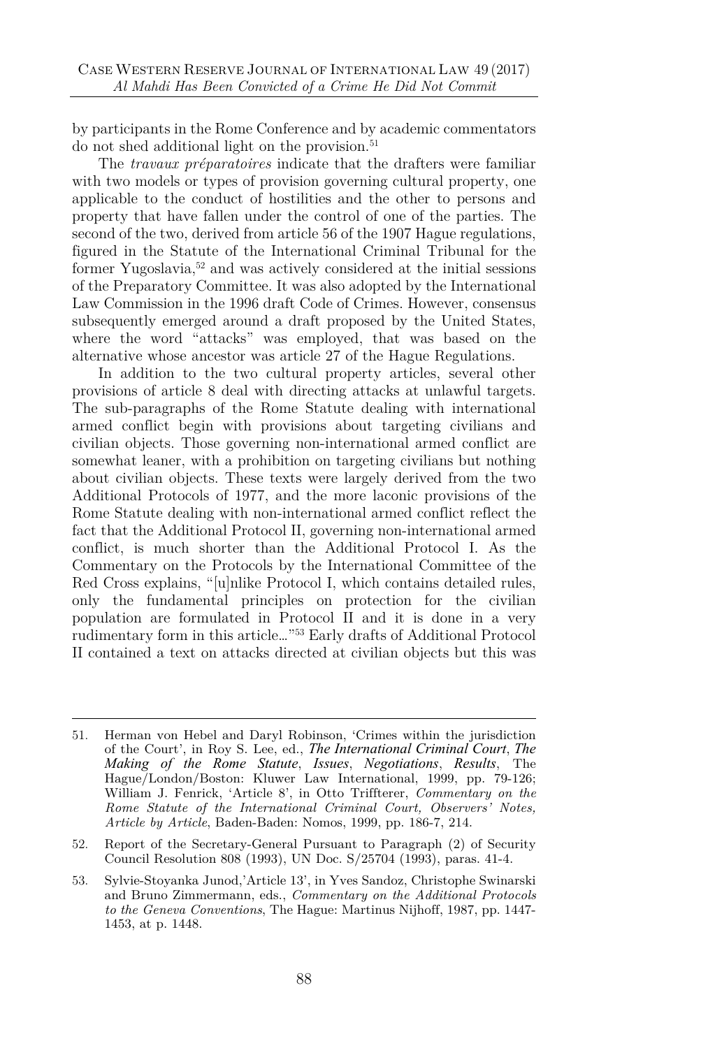by participants in the Rome Conference and by academic commentators do not shed additional light on the provision.[51]

The *travaux préparatoires* indicate that the drafters were familiar with two models or types of provision governing cultural property, one applicable to the conduct of hostilities and the other to persons and property that have fallen under the control of one of the parties. The second of the two, derived from article 56 of the 1907 Hague regulations, figured in the Statute of the International Criminal Tribunal for the former Yugoslavia,[52] and was actively considered at the initial sessions of the Preparatory Committee. It was also adopted by the International Law Commission in the 1996 draft Code of Crimes. However, consensus subsequently emerged around a draft proposed by the United States, where the word "attacks" was employed, that was based on the alternative whose ancestor was article 27 of the Hague Regulations.

In addition to the two cultural property articles, several other provisions of article 8 deal with directing attacks at unlawful targets. The sub-paragraphs of the Rome Statute dealing with international armed conflict begin with provisions about targeting civilians and civilian objects. Those governing non-international armed conflict are somewhat leaner, with a prohibition on targeting civilians but nothing about civilian objects. These texts were largely derived from the two Additional Protocols of 1977, and the more laconic provisions of the Rome Statute dealing with non-international armed conflict reflect the fact that the Additional Protocol II, governing non-international armed conflict, is much shorter than the Additional Protocol I. As the Commentary on the Protocols by the International Committee of the Red Cross explains, "[u]nlike Protocol I, which contains detailed rules, only the fundamental principles on protection for the civilian population are formulated in Protocol II and it is done in a very rudimentary form in this article…"[53] Early drafts of Additional Protocol II contained a text on attacks directed at civilian objects but this was

---

51. Herman von Hebel and Daryl Robinson, 'Crimes within the jurisdiction of the Court', in Roy S. Lee, ed., ***The International Criminal Court*, *The Making of the Rome Statute*, *Issues*, *Negotiations*, *Results***, The Hague/London/Boston: Kluwer Law International, 1999, pp. 79-126; William J. Fenrick, 'Article 8', in Otto Triffterer, *Commentary on the Rome Statute of the International Criminal Court, Observers' Notes, Article by Article*, Baden-Baden: Nomos, 1999, pp. 186-7, 214.

52. Report of the Secretary-General Pursuant to Paragraph (2) of Security Council Resolution 808 (1993), UN Doc. S/25704 (1993), paras. 41-4.

53. Sylvie-Stoyanka Junod,'Article 13', in Yves Sandoz, Christophe Swinarski and Bruno Zimmermann, eds., *Commentary on the Additional Protocols to the Geneva Conventions*, The Hague: Martinus Nijhoff, 1987, pp. 1447-1453, at p. 1448.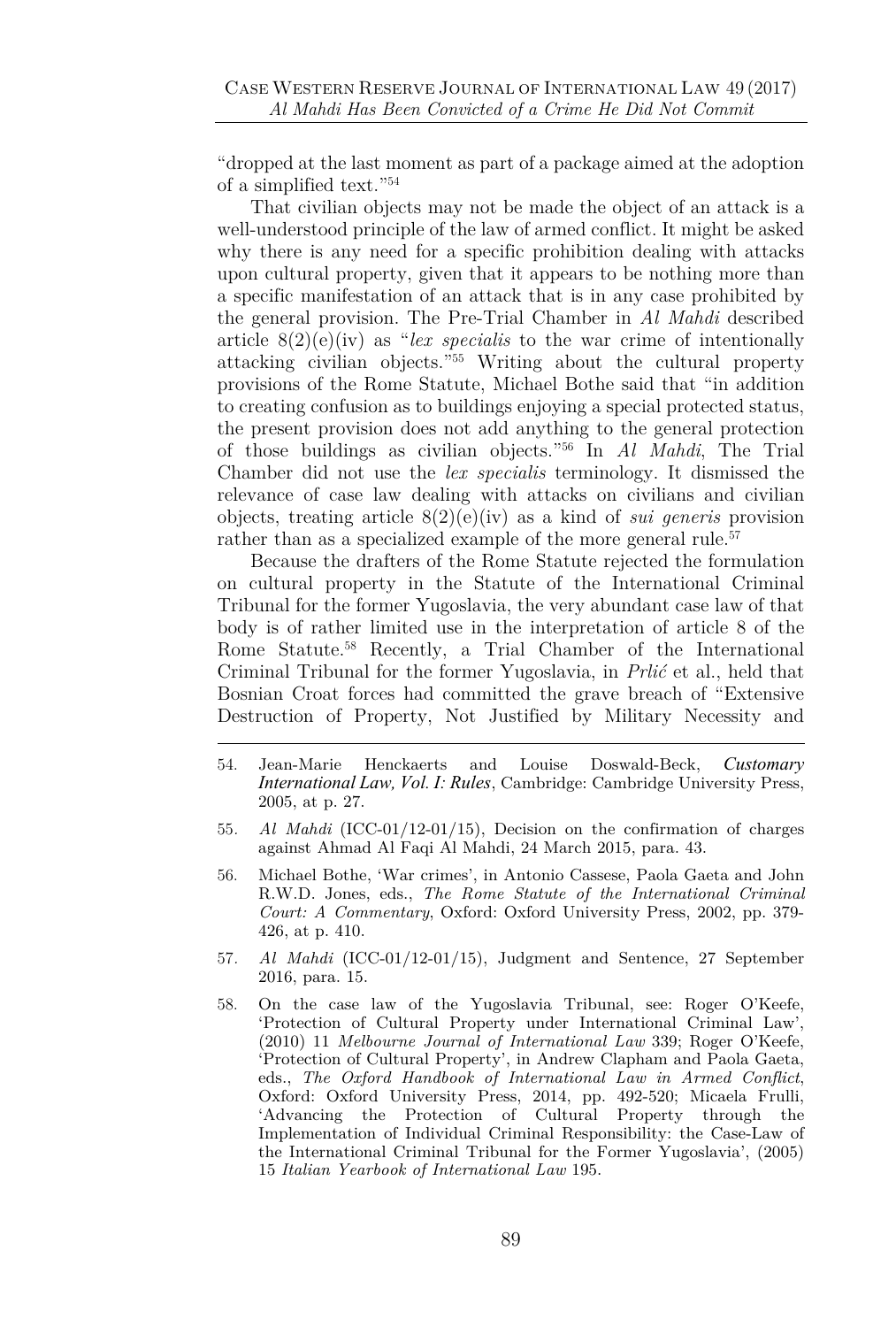"dropped at the last moment as part of a package aimed at the adoption of a simplified text."[54]

That civilian objects may not be made the object of an attack is a well-understood principle of the law of armed conflict. It might be asked why there is any need for a specific prohibition dealing with attacks upon cultural property, given that it appears to be nothing more than a specific manifestation of an attack that is in any case prohibited by the general provision. The Pre-Trial Chamber in *Al Mahdi* described article 8(2)(e)(iv) as "*lex specialis* to the war crime of intentionally attacking civilian objects."[55] Writing about the cultural property provisions of the Rome Statute, Michael Bothe said that "in addition to creating confusion as to buildings enjoying a special protected status, the present provision does not add anything to the general protection of those buildings as civilian objects."[56] In *Al Mahdi*, The Trial Chamber did not use the *lex specialis* terminology. It dismissed the relevance of case law dealing with attacks on civilians and civilian objects, treating article 8(2)(e)(iv) as a kind of *sui generis* provision rather than as a specialized example of the more general rule.[57]

Because the drafters of the Rome Statute rejected the formulation on cultural property in the Statute of the International Criminal Tribunal for the former Yugoslavia, the very abundant case law of that body is of rather limited use in the interpretation of article 8 of the Rome Statute.[58] Recently, a Trial Chamber of the International Criminal Tribunal for the former Yugoslavia, in *Prlić* et al., held that Bosnian Croat forces had committed the grave breach of "Extensive Destruction of Property, Not Justified by Military Necessity and

---

54. Jean-Marie Henckaerts and Louise Doswald-Beck, *Customary International Law, Vol. I: Rules*, Cambridge: Cambridge University Press, 2005, at p. 27.

55. *Al Mahdi* (ICC-01/12-01/15), Decision on the confirmation of charges against Ahmad Al Faqi Al Mahdi, 24 March 2015, para. 43.

56. Michael Bothe, 'War crimes', in Antonio Cassese, Paola Gaeta and John R.W.D. Jones, eds., *The Rome Statute of the International Criminal Court: A Commentary*, Oxford: Oxford University Press, 2002, pp. 379-426, at p. 410.

57. *Al Mahdi* (ICC-01/12-01/15), Judgment and Sentence, 27 September 2016, para. 15.

58. On the case law of the Yugoslavia Tribunal, see: Roger O'Keefe, 'Protection of Cultural Property under International Criminal Law', (2010) 11 *Melbourne Journal of International Law* 339; Roger O'Keefe, 'Protection of Cultural Property', in Andrew Clapham and Paola Gaeta, eds., *The Oxford Handbook of International Law in Armed Conflict*, Oxford: Oxford University Press, 2014, pp. 492-520; Micaela Frulli, 'Advancing the Protection of Cultural Property through the Implementation of Individual Criminal Responsibility: the Case-Law of the International Criminal Tribunal for the Former Yugoslavia', (2005) 15 *Italian Yearbook of International Law* 195.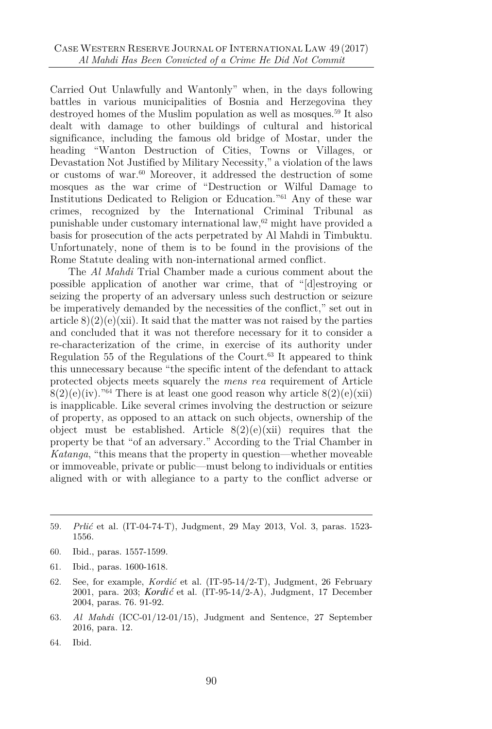Carried Out Unlawfully and Wantonly" when, in the days following battles in various municipalities of Bosnia and Herzegovina they destroyed homes of the Muslim population as well as mosques.[59] It also dealt with damage to other buildings of cultural and historical significance, including the famous old bridge of Mostar, under the heading "Wanton Destruction of Cities, Towns or Villages, or Devastation Not Justified by Military Necessity," a violation of the laws or customs of war.[60] Moreover, it addressed the destruction of some mosques as the war crime of "Destruction or Wilful Damage to Institutions Dedicated to Religion or Education."[61] Any of these war crimes, recognized by the International Criminal Tribunal as punishable under customary international law,[62] might have provided a basis for prosecution of the acts perpetrated by Al Mahdi in Timbuktu. Unfortunately, none of them is to be found in the provisions of the Rome Statute dealing with non-international armed conflict.

The *Al Mahdi* Trial Chamber made a curious comment about the possible application of another war crime, that of "[d]estroying or seizing the property of an adversary unless such destruction or seizure be imperatively demanded by the necessities of the conflict," set out in article 8)(2)(e)(xii). It said that the matter was not raised by the parties and concluded that it was not therefore necessary for it to consider a re-characterization of the crime, in exercise of its authority under Regulation 55 of the Regulations of the Court.[63] It appeared to think this unnecessary because "the specific intent of the defendant to attack protected objects meets squarely the *mens rea* requirement of Article 8(2)(e)(iv)."[64] There is at least one good reason why article 8(2)(e)(xii) is inapplicable. Like several crimes involving the destruction or seizure of property, as opposed to an attack on such objects, ownership of the object must be established. Article 8(2)(e)(xii) requires that the property be that "of an adversary." According to the Trial Chamber in *Katanga*, "this means that the property in question—whether moveable or immoveable, private or public—must belong to individuals or entities aligned with or with allegiance to a party to the conflict adverse or

---

59. *Prlić* et al. (IT-04-74-T), Judgment, 29 May 2013, Vol. 3, paras. 1523-1556.

60. Ibid., paras. 1557-1599.

61. Ibid., paras. 1600-1618.

62. See, for example, *Kordić* et al. (IT-95-14/2-T), Judgment, 26 February 2001, para. 203; ***Kordić*** et al. (IT-95-14/2-A), Judgment, 17 December 2004, paras. 76. 91-92.

63. *Al Mahdi* (ICC-01/12-01/15), Judgment and Sentence, 27 September 2016, para. 12.

64. Ibid.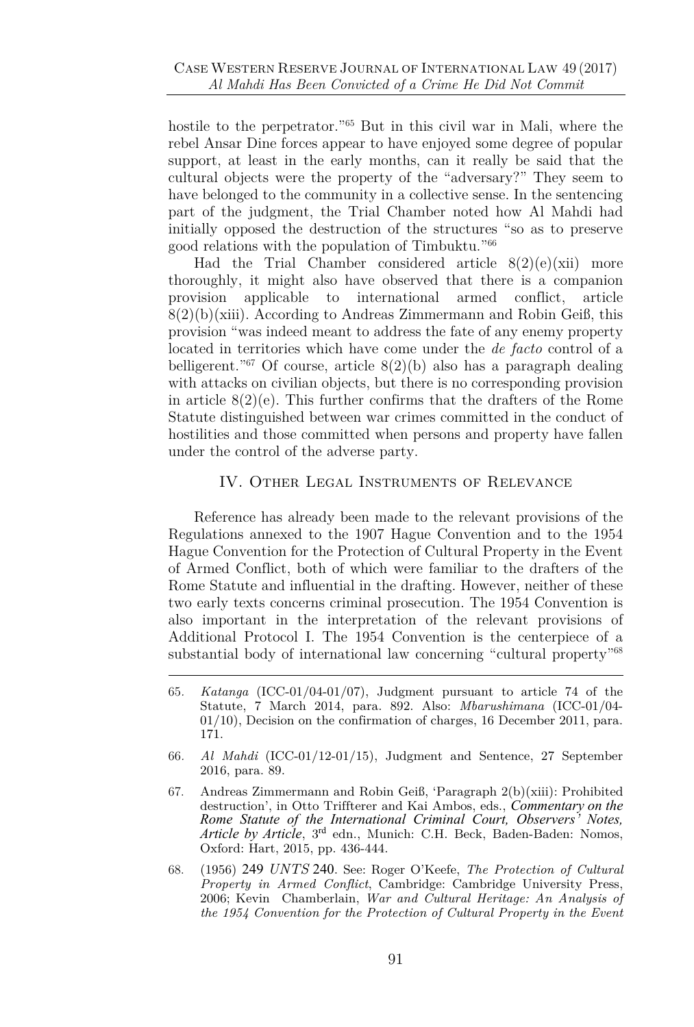hostile to the perpetrator."[65] But in this civil war in Mali, where the rebel Ansar Dine forces appear to have enjoyed some degree of popular support, at least in the early months, can it really be said that the cultural objects were the property of the "adversary?" They seem to have belonged to the community in a collective sense. In the sentencing part of the judgment, the Trial Chamber noted how Al Mahdi had initially opposed the destruction of the structures "so as to preserve good relations with the population of Timbuktu."[66]

Had the Trial Chamber considered article 8(2)(e)(xii) more thoroughly, it might also have observed that there is a companion provision applicable to international armed conflict, article 8(2)(b)(xiii). According to Andreas Zimmermann and Robin Geiß, this provision "was indeed meant to address the fate of any enemy property located in territories which have come under the *de facto* control of a belligerent."[67] Of course, article 8(2)(b) also has a paragraph dealing with attacks on civilian objects, but there is no corresponding provision in article 8(2)(e). This further confirms that the drafters of the Rome Statute distinguished between war crimes committed in the conduct of hostilities and those committed when persons and property have fallen under the control of the adverse party.

## IV. Other Legal Instruments of Relevance

Reference has already been made to the relevant provisions of the Regulations annexed to the 1907 Hague Convention and to the 1954 Hague Convention for the Protection of Cultural Property in the Event of Armed Conflict, both of which were familiar to the drafters of the Rome Statute and influential in the drafting. However, neither of these two early texts concerns criminal prosecution. The 1954 Convention is also important in the interpretation of the relevant provisions of Additional Protocol I. The 1954 Convention is the centerpiece of a substantial body of international law concerning "cultural property"[68]

---

65. *Katanga* (ICC-01/04-01/07), Judgment pursuant to article 74 of the Statute, 7 March 2014, para. 892. Also: *Mbarushimana* (ICC-01/04-01/10), Decision on the confirmation of charges, 16 December 2011, para. 171.

66. *Al Mahdi* (ICC-01/12-01/15), Judgment and Sentence, 27 September 2016, para. 89.

67. Andreas Zimmermann and Robin Geiß, 'Paragraph 2(b)(xiii): Prohibited destruction', in Otto Triffterer and Kai Ambos, eds., ***Commentary on the Rome Statute of the International Criminal Court, Observers' Notes, Article by Article***, 3rd edn., Munich: C.H. Beck, Baden-Baden: Nomos, Oxford: Hart, 2015, pp. 436-444.

68. (1956) 249 *UNTS* 240. See: Roger O'Keefe, *The Protection of Cultural Property in Armed Conflict*, Cambridge: Cambridge University Press, 2006; Kevin Chamberlain, *War and Cultural Heritage: An Analysis of the 1954 Convention for the Protection of Cultural Property in the Event*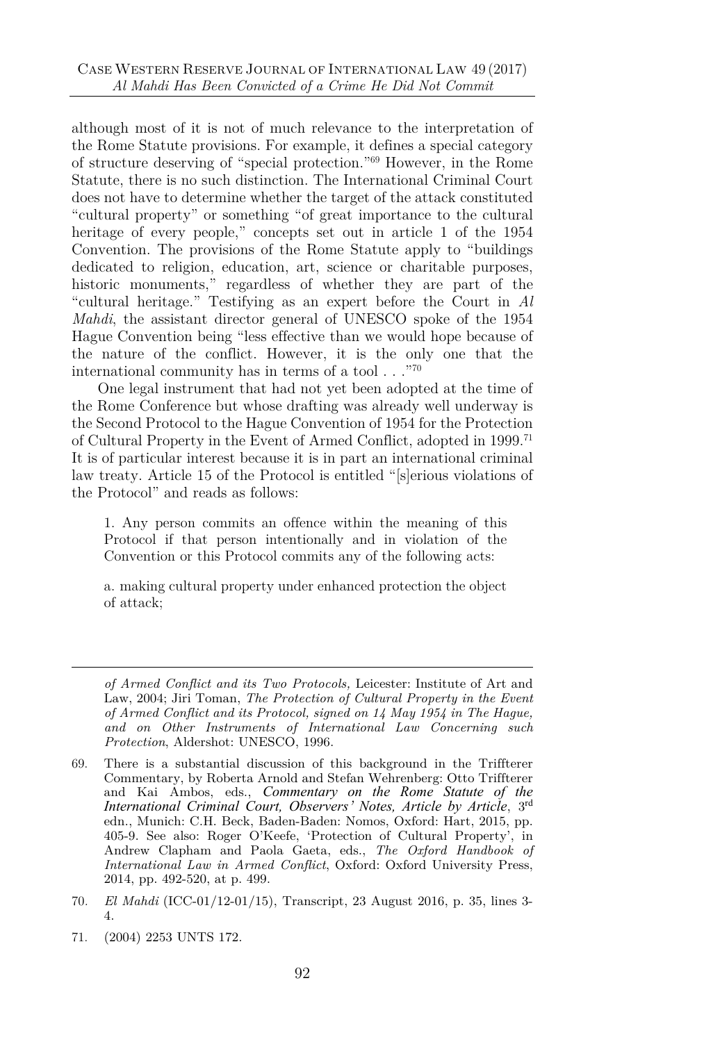although most of it is not of much relevance to the interpretation of the Rome Statute provisions. For example, it defines a special category of structure deserving of "special protection."[69] However, in the Rome Statute, there is no such distinction. The International Criminal Court does not have to determine whether the target of the attack constituted "cultural property" or something "of great importance to the cultural heritage of every people," concepts set out in article 1 of the 1954 Convention. The provisions of the Rome Statute apply to "buildings dedicated to religion, education, art, science or charitable purposes, historic monuments," regardless of whether they are part of the "cultural heritage." Testifying as an expert before the Court in *Al Mahdi*, the assistant director general of UNESCO spoke of the 1954 Hague Convention being "less effective than we would hope because of the nature of the conflict. However, it is the only one that the international community has in terms of a tool . . ."[70]

One legal instrument that had not yet been adopted at the time of the Rome Conference but whose drafting was already well underway is the Second Protocol to the Hague Convention of 1954 for the Protection of Cultural Property in the Event of Armed Conflict, adopted in 1999.[71] It is of particular interest because it is in part an international criminal law treaty. Article 15 of the Protocol is entitled "[s]erious violations of the Protocol" and reads as follows:

> 1. Any person commits an offence within the meaning of this Protocol if that person intentionally and in violation of the Convention or this Protocol commits any of the following acts:
>
> a. making cultural property under enhanced protection the object of attack;

---

*of Armed Conflict and its Two Protocols,* Leicester: Institute of Art and Law, 2004; Jiri Toman, *The Protection of Cultural Property in the Event of Armed Conflict and its Protocol, signed on 14 May 1954 in The Hague, and on Other Instruments of International Law Concerning such Protection*, Aldershot: UNESCO, 1996.

69. There is a substantial discussion of this background in the Triffterer Commentary, by Roberta Arnold and Stefan Wehrenberg: Otto Triffterer and Kai Ambos, eds., ***Commentary on the Rome Statute of the International Criminal Court, Observers' Notes, Article by Article***, 3rd edn., Munich: C.H. Beck, Baden-Baden: Nomos, Oxford: Hart, 2015, pp. 405-9. See also: Roger O'Keefe, 'Protection of Cultural Property', in Andrew Clapham and Paola Gaeta, eds., *The Oxford Handbook of International Law in Armed Conflict*, Oxford: Oxford University Press, 2014, pp. 492-520, at p. 499.

70. *El Mahdi* (ICC-01/12-01/15), Transcript, 23 August 2016, p. 35, lines 3-4.

71. (2004) 2253 UNTS 172.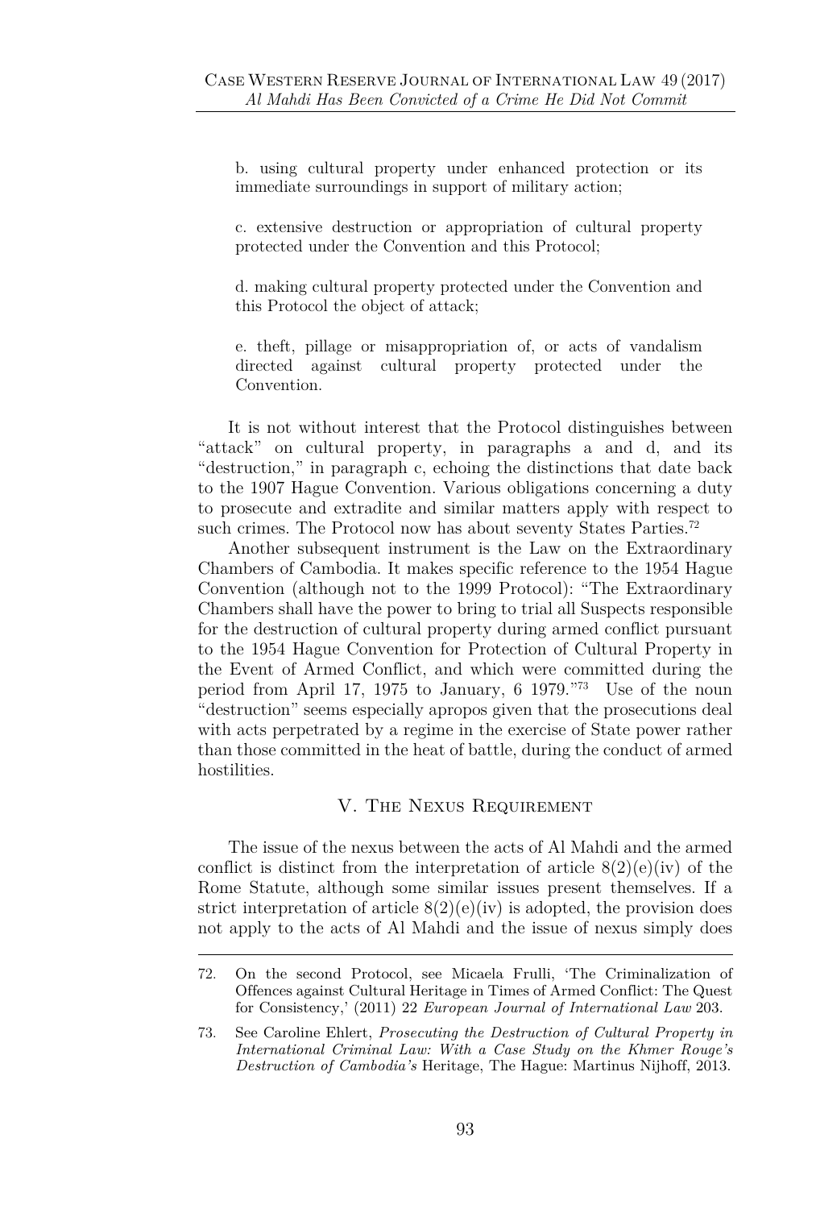b. using cultural property under enhanced protection or its immediate surroundings in support of military action;

c. extensive destruction or appropriation of cultural property protected under the Convention and this Protocol;

d. making cultural property protected under the Convention and this Protocol the object of attack;

e. theft, pillage or misappropriation of, or acts of vandalism directed against cultural property protected under the Convention.

It is not without interest that the Protocol distinguishes between "attack" on cultural property, in paragraphs a and d, and its "destruction," in paragraph c, echoing the distinctions that date back to the 1907 Hague Convention. Various obligations concerning a duty to prosecute and extradite and similar matters apply with respect to such crimes. The Protocol now has about seventy States Parties.[72]

Another subsequent instrument is the Law on the Extraordinary Chambers of Cambodia. It makes specific reference to the 1954 Hague Convention (although not to the 1999 Protocol): "The Extraordinary Chambers shall have the power to bring to trial all Suspects responsible for the destruction of cultural property during armed conflict pursuant to the 1954 Hague Convention for Protection of Cultural Property in the Event of Armed Conflict, and which were committed during the period from April 17, 1975 to January, 6 1979."[73] Use of the noun "destruction" seems especially apropos given that the prosecutions deal with acts perpetrated by a regime in the exercise of State power rather than those committed in the heat of battle, during the conduct of armed hostilities.

## V. The Nexus Requirement

The issue of the nexus between the acts of Al Mahdi and the armed conflict is distinct from the interpretation of article 8(2)(e)(iv) of the Rome Statute, although some similar issues present themselves. If a strict interpretation of article 8(2)(e)(iv) is adopted, the provision does not apply to the acts of Al Mahdi and the issue of nexus simply does

---

72. On the second Protocol, see Micaela Frulli, 'The Criminalization of Offences against Cultural Heritage in Times of Armed Conflict: The Quest for Consistency,' (2011) 22 *European Journal of International Law* 203.

73. See Caroline Ehlert, *Prosecuting the Destruction of Cultural Property in International Criminal Law: With a Case Study on the Khmer Rouge's Destruction of Cambodia's* Heritage, The Hague: Martinus Nijhoff, 2013.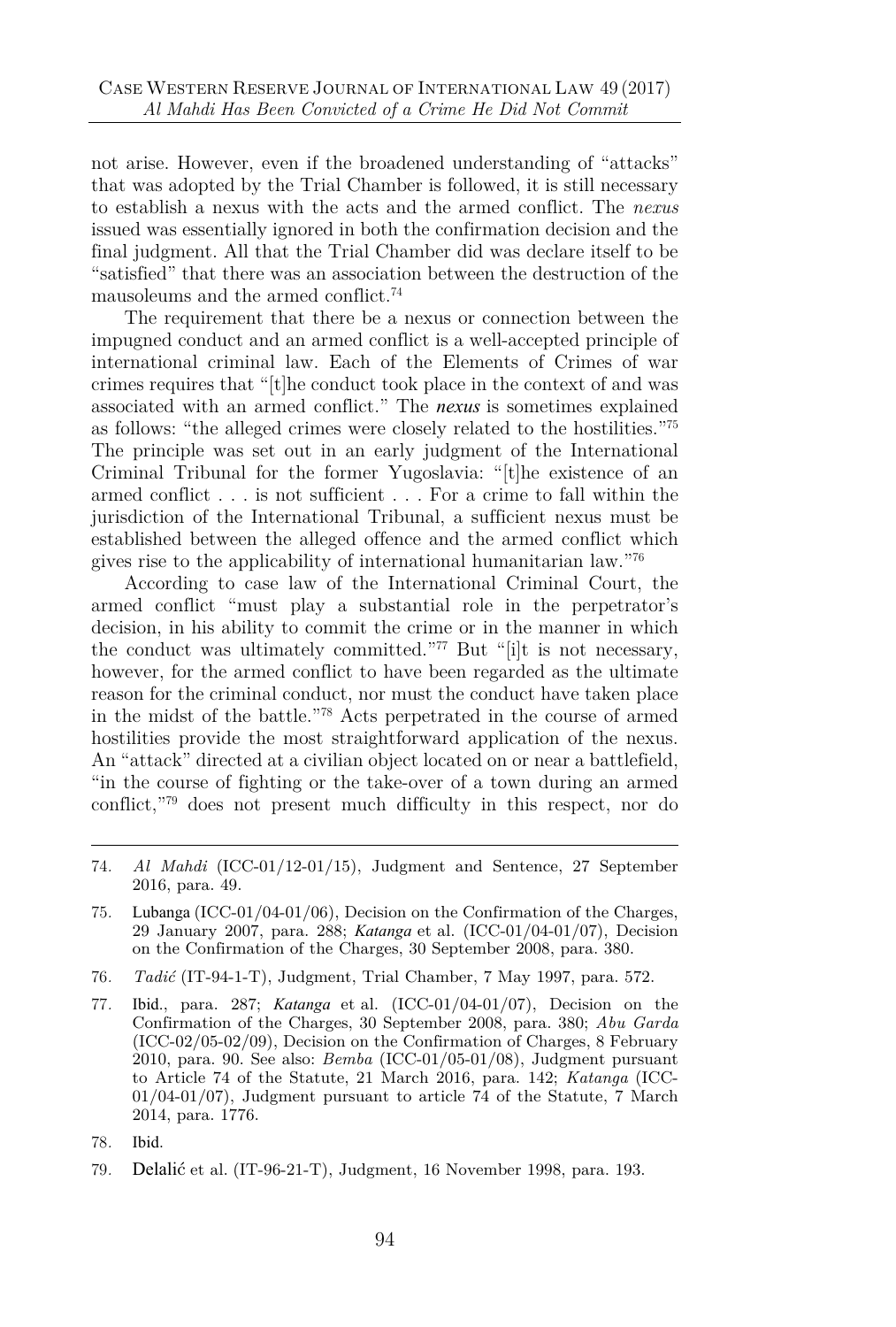not arise. However, even if the broadened understanding of "attacks" that was adopted by the Trial Chamber is followed, it is still necessary to establish a nexus with the acts and the armed conflict. The *nexus* issued was essentially ignored in both the confirmation decision and the final judgment. All that the Trial Chamber did was declare itself to be "satisfied" that there was an association between the destruction of the mausoleums and the armed conflict.[74]

The requirement that there be a nexus or connection between the impugned conduct and an armed conflict is a well-accepted principle of international criminal law. Each of the Elements of Crimes of war crimes requires that "[t]he conduct took place in the context of and was associated with an armed conflict." The ***nexus*** is sometimes explained as follows: "the alleged crimes were closely related to the hostilities."[75] The principle was set out in an early judgment of the International Criminal Tribunal for the former Yugoslavia: "[t]he existence of an armed conflict . . . is not sufficient . . . For a crime to fall within the jurisdiction of the International Tribunal, a sufficient nexus must be established between the alleged offence and the armed conflict which gives rise to the applicability of international humanitarian law."[76]

According to case law of the International Criminal Court, the armed conflict "must play a substantial role in the perpetrator's decision, in his ability to commit the crime or in the manner in which the conduct was ultimately committed."[77] But "[i]t is not necessary, however, for the armed conflict to have been regarded as the ultimate reason for the criminal conduct, nor must the conduct have taken place in the midst of the battle."[78] Acts perpetrated in the course of armed hostilities provide the most straightforward application of the nexus. An "attack" directed at a civilian object located on or near a battlefield, "in the course of fighting or the take-over of a town during an armed conflict,"[79] does not present much difficulty in this respect, nor do

---

74. *Al Mahdi* (ICC-01/12-01/15), Judgment and Sentence, 27 September 2016, para. 49.

75. Lubanga (ICC-01/04-01/06), Decision on the Confirmation of the Charges, 29 January 2007, para. 288; *Katanga* et al. (ICC-01/04-01/07), Decision on the Confirmation of the Charges, 30 September 2008, para. 380.

76. *Tadić* (IT-94-1-T), Judgment, Trial Chamber, 7 May 1997, para. 572.

77. Ibid., para. 287; *Katanga* et al. (ICC-01/04-01/07), Decision on the Confirmation of the Charges, 30 September 2008, para. 380; *Abu Garda* (ICC-02/05-02/09), Decision on the Confirmation of Charges, 8 February 2010, para. 90. See also: *Bemba* (ICC-01/05-01/08), Judgment pursuant to Article 74 of the Statute, 21 March 2016, para. 142; *Katanga* (ICC-01/04-01/07), Judgment pursuant to article 74 of the Statute, 7 March 2014, para. 1776.

78. Ibid.

79. Delalić et al. (IT-96-21-T), Judgment, 16 November 1998, para. 193.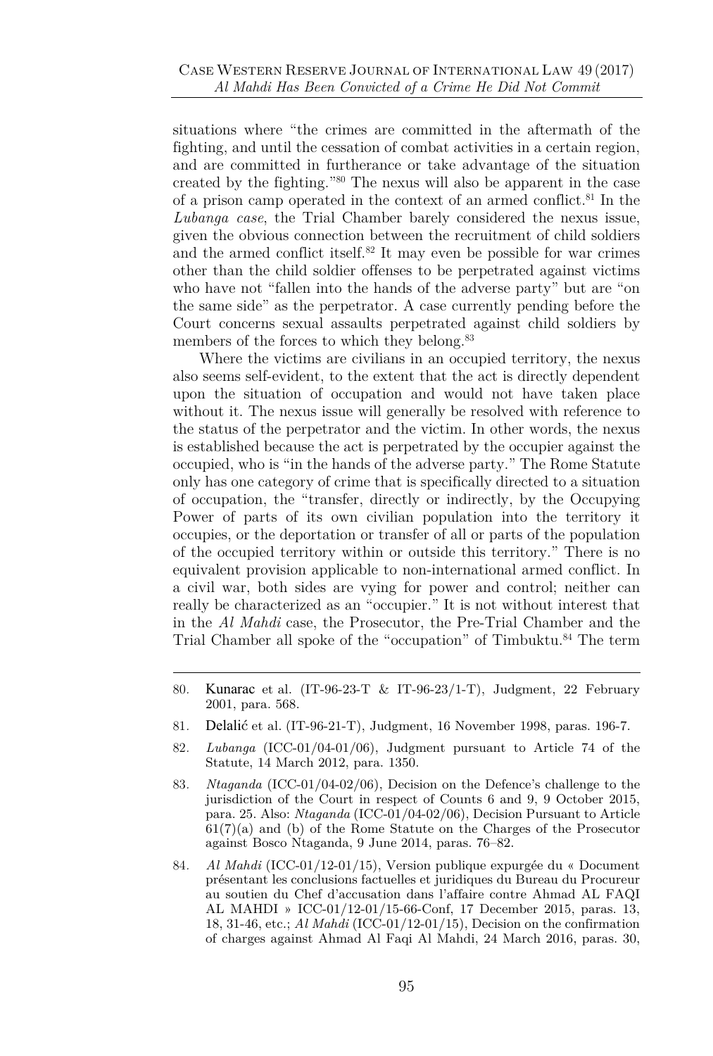situations where "the crimes are committed in the aftermath of the fighting, and until the cessation of combat activities in a certain region, and are committed in furtherance or take advantage of the situation created by the fighting."[80] The nexus will also be apparent in the case of a prison camp operated in the context of an armed conflict.[81] In the *Lubanga case*, the Trial Chamber barely considered the nexus issue, given the obvious connection between the recruitment of child soldiers and the armed conflict itself.[82] It may even be possible for war crimes other than the child soldier offenses to be perpetrated against victims who have not "fallen into the hands of the adverse party" but are "on the same side" as the perpetrator. A case currently pending before the Court concerns sexual assaults perpetrated against child soldiers by members of the forces to which they belong.[83]

Where the victims are civilians in an occupied territory, the nexus also seems self-evident, to the extent that the act is directly dependent upon the situation of occupation and would not have taken place without it. The nexus issue will generally be resolved with reference to the status of the perpetrator and the victim. In other words, the nexus is established because the act is perpetrated by the occupier against the occupied, who is "in the hands of the adverse party." The Rome Statute only has one category of crime that is specifically directed to a situation of occupation, the "transfer, directly or indirectly, by the Occupying Power of parts of its own civilian population into the territory it occupies, or the deportation or transfer of all or parts of the population of the occupied territory within or outside this territory." There is no equivalent provision applicable to non-international armed conflict. In a civil war, both sides are vying for power and control; neither can really be characterized as an "occupier." It is not without interest that in the *Al Mahdi* case, the Prosecutor, the Pre-Trial Chamber and the Trial Chamber all spoke of the "occupation" of Timbuktu.[84] The term

---

80. Kunarac et al. (IT-96-23-T & IT-96-23/1-T), Judgment, 22 February 2001, para. 568.

81. Delalić et al. (IT-96-21-T), Judgment, 16 November 1998, paras. 196-7.

82. *Lubanga* (ICC-01/04-01/06), Judgment pursuant to Article 74 of the Statute, 14 March 2012, para. 1350.

83. *Ntaganda* (ICC-01/04-02/06), Decision on the Defence's challenge to the jurisdiction of the Court in respect of Counts 6 and 9, 9 October 2015, para. 25. Also: *Ntaganda* (ICC-01/04-02/06), Decision Pursuant to Article 61(7)(a) and (b) of the Rome Statute on the Charges of the Prosecutor against Bosco Ntaganda, 9 June 2014, paras. 76–82.

84. *Al Mahdi* (ICC-01/12-01/15), Version publique expurgée du « Document présentant les conclusions factuelles et juridiques du Bureau du Procureur au soutien du Chef d'accusation dans l'affaire contre Ahmad AL FAQI AL MAHDI » ICC-01/12-01/15-66-Conf, 17 December 2015, paras. 13, 18, 31-46, etc.; *Al Mahdi* (ICC-01/12-01/15), Decision on the confirmation of charges against Ahmad Al Faqi Al Mahdi, 24 March 2016, paras. 30,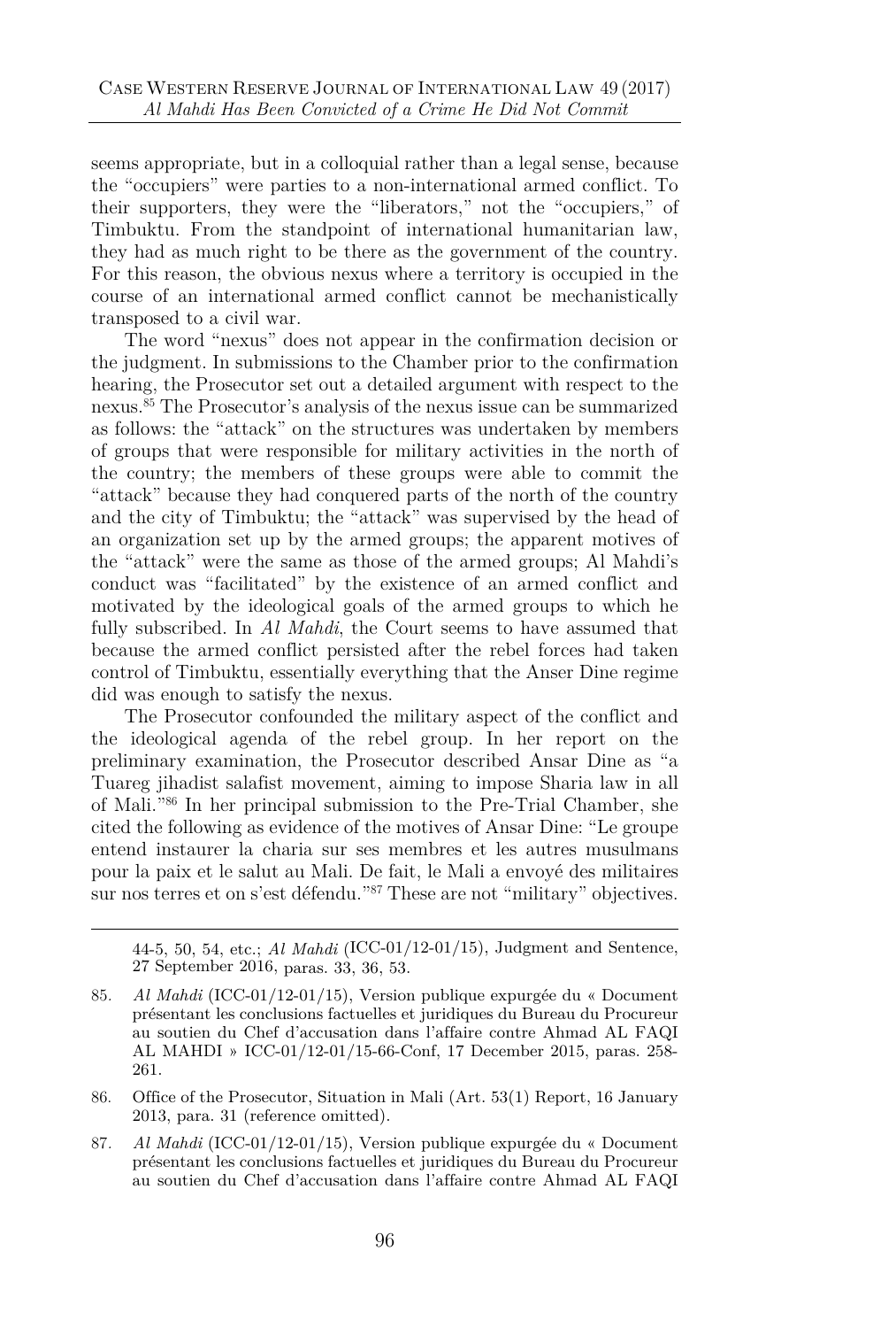seems appropriate, but in a colloquial rather than a legal sense, because the "occupiers" were parties to a non-international armed conflict. To their supporters, they were the "liberators," not the "occupiers," of Timbuktu. From the standpoint of international humanitarian law, they had as much right to be there as the government of the country. For this reason, the obvious nexus where a territory is occupied in the course of an international armed conflict cannot be mechanistically transposed to a civil war.

The word "nexus" does not appear in the confirmation decision or the judgment. In submissions to the Chamber prior to the confirmation hearing, the Prosecutor set out a detailed argument with respect to the nexus.[85] The Prosecutor's analysis of the nexus issue can be summarized as follows: the "attack" on the structures was undertaken by members of groups that were responsible for military activities in the north of the country; the members of these groups were able to commit the "attack" because they had conquered parts of the north of the country and the city of Timbuktu; the "attack" was supervised by the head of an organization set up by the armed groups; the apparent motives of the "attack" were the same as those of the armed groups; Al Mahdi's conduct was "facilitated" by the existence of an armed conflict and motivated by the ideological goals of the armed groups to which he fully subscribed. In *Al Mahdi*, the Court seems to have assumed that because the armed conflict persisted after the rebel forces had taken control of Timbuktu, essentially everything that the Anser Dine regime did was enough to satisfy the nexus.

The Prosecutor confounded the military aspect of the conflict and the ideological agenda of the rebel group. In her report on the preliminary examination, the Prosecutor described Ansar Dine as "a Tuareg jihadist salafist movement, aiming to impose Sharia law in all of Mali."[86] In her principal submission to the Pre-Trial Chamber, she cited the following as evidence of the motives of Ansar Dine: "Le groupe entend instaurer la charia sur ses membres et les autres musulmans pour la paix et le salut au Mali. De fait, le Mali a envoyé des militaires sur nos terres et on s'est défendu."[87] These are not "military" objectives.

44-5, 50, 54, etc.; *Al Mahdi* (ICC-01/12-01/15), Judgment and Sentence, 27 September 2016, paras. 33, 36, 53.

85. *Al Mahdi* (ICC-01/12-01/15), Version publique expurgée du « Document présentant les conclusions factuelles et juridiques du Bureau du Procureur au soutien du Chef d'accusation dans l'affaire contre Ahmad AL FAQI AL MAHDI » ICC-01/12-01/15-66-Conf, 17 December 2015, paras. 258-261.

86. Office of the Prosecutor, Situation in Mali (Art. 53(1) Report, 16 January 2013, para. 31 (reference omitted).

87. *Al Mahdi* (ICC-01/12-01/15), Version publique expurgée du « Document présentant les conclusions factuelles et juridiques du Bureau du Procureur au soutien du Chef d'accusation dans l'affaire contre Ahmad AL FAQI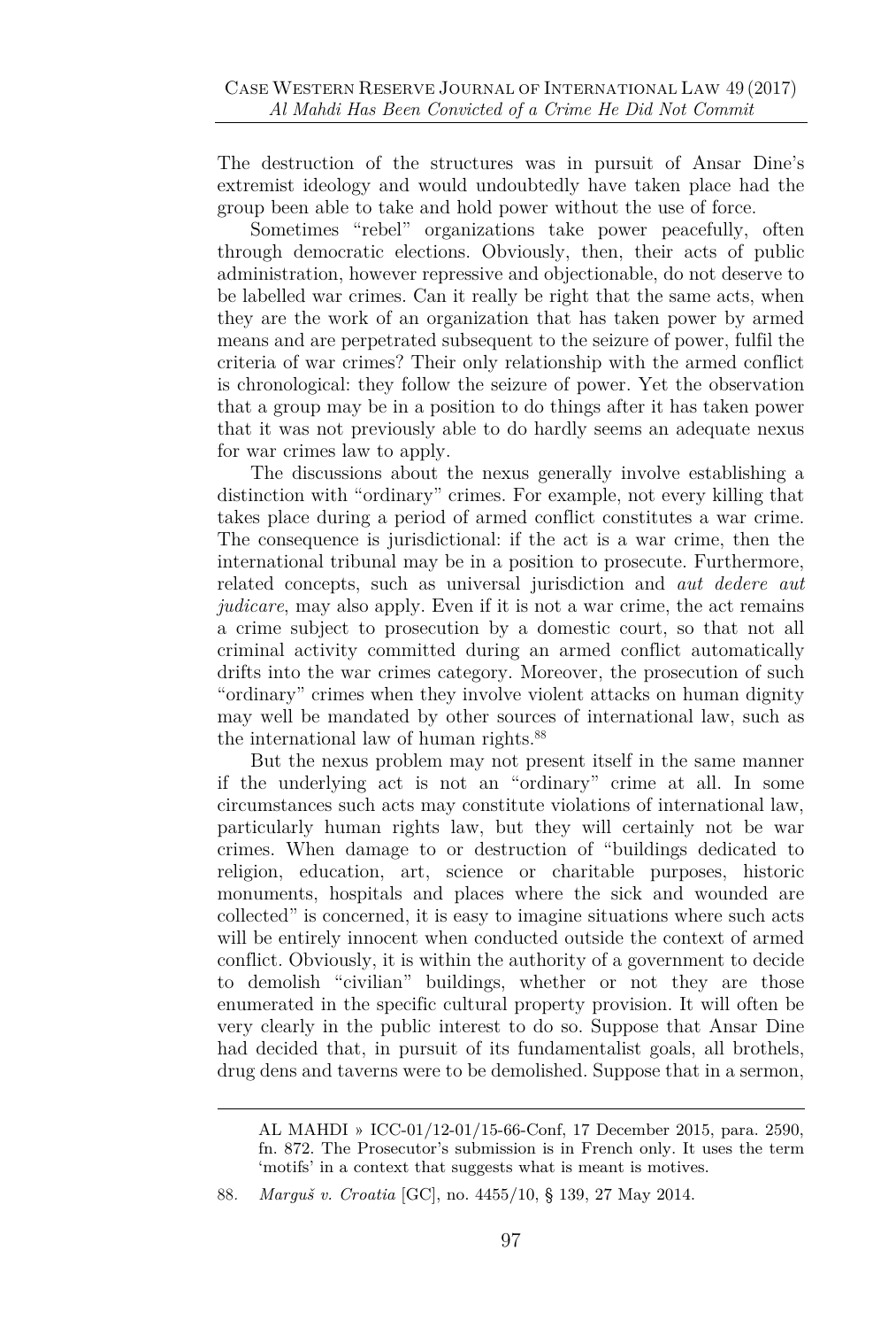The destruction of the structures was in pursuit of Ansar Dine's extremist ideology and would undoubtedly have taken place had the group been able to take and hold power without the use of force.

Sometimes "rebel" organizations take power peacefully, often through democratic elections. Obviously, then, their acts of public administration, however repressive and objectionable, do not deserve to be labelled war crimes. Can it really be right that the same acts, when they are the work of an organization that has taken power by armed means and are perpetrated subsequent to the seizure of power, fulfil the criteria of war crimes? Their only relationship with the armed conflict is chronological: they follow the seizure of power. Yet the observation that a group may be in a position to do things after it has taken power that it was not previously able to do hardly seems an adequate nexus for war crimes law to apply.

The discussions about the nexus generally involve establishing a distinction with "ordinary" crimes. For example, not every killing that takes place during a period of armed conflict constitutes a war crime. The consequence is jurisdictional: if the act is a war crime, then the international tribunal may be in a position to prosecute. Furthermore, related concepts, such as universal jurisdiction and *aut dedere aut judicare*, may also apply. Even if it is not a war crime, the act remains a crime subject to prosecution by a domestic court, so that not all criminal activity committed during an armed conflict automatically drifts into the war crimes category. Moreover, the prosecution of such "ordinary" crimes when they involve violent attacks on human dignity may well be mandated by other sources of international law, such as the international law of human rights.[88]

But the nexus problem may not present itself in the same manner if the underlying act is not an "ordinary" crime at all. In some circumstances such acts may constitute violations of international law, particularly human rights law, but they will certainly not be war crimes. When damage to or destruction of "buildings dedicated to religion, education, art, science or charitable purposes, historic monuments, hospitals and places where the sick and wounded are collected" is concerned, it is easy to imagine situations where such acts will be entirely innocent when conducted outside the context of armed conflict. Obviously, it is within the authority of a government to decide to demolish "civilian" buildings, whether or not they are those enumerated in the specific cultural property provision. It will often be very clearly in the public interest to do so. Suppose that Ansar Dine had decided that, in pursuit of its fundamentalist goals, all brothels, drug dens and taverns were to be demolished. Suppose that in a sermon,

---

AL MAHDI » ICC-01/12-01/15-66-Conf, 17 December 2015, para. 2590, fn. 872. The Prosecutor's submission is in French only. It uses the term 'motifs' in a context that suggests what is meant is motives.

88. *Marguš v. Croatia* [GC], no. 4455/10, § 139, 27 May 2014.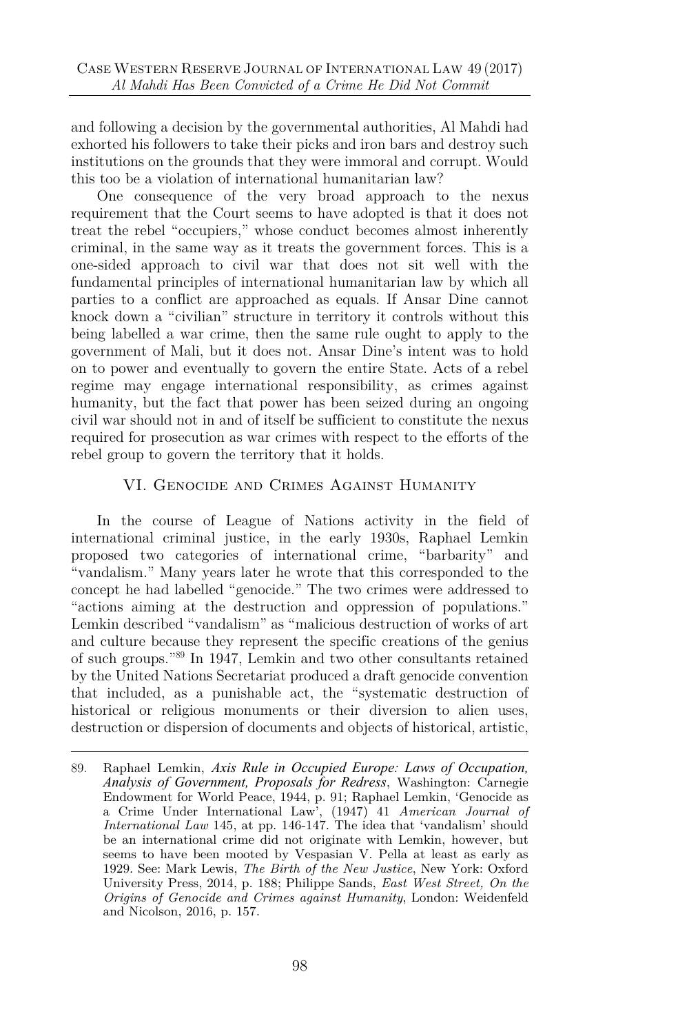and following a decision by the governmental authorities, Al Mahdi had exhorted his followers to take their picks and iron bars and destroy such institutions on the grounds that they were immoral and corrupt. Would this too be a violation of international humanitarian law?

One consequence of the very broad approach to the nexus requirement that the Court seems to have adopted is that it does not treat the rebel "occupiers," whose conduct becomes almost inherently criminal, in the same way as it treats the government forces. This is a one-sided approach to civil war that does not sit well with the fundamental principles of international humanitarian law by which all parties to a conflict are approached as equals. If Ansar Dine cannot knock down a "civilian" structure in territory it controls without this being labelled a war crime, then the same rule ought to apply to the government of Mali, but it does not. Ansar Dine's intent was to hold on to power and eventually to govern the entire State. Acts of a rebel regime may engage international responsibility, as crimes against humanity, but the fact that power has been seized during an ongoing civil war should not in and of itself be sufficient to constitute the nexus required for prosecution as war crimes with respect to the efforts of the rebel group to govern the territory that it holds.

## VI. Genocide and Crimes Against Humanity

In the course of League of Nations activity in the field of international criminal justice, in the early 1930s, Raphael Lemkin proposed two categories of international crime, "barbarity" and "vandalism." Many years later he wrote that this corresponded to the concept he had labelled "genocide." The two crimes were addressed to "actions aiming at the destruction and oppression of populations." Lemkin described "vandalism" as "malicious destruction of works of art and culture because they represent the specific creations of the genius of such groups."[89] In 1947, Lemkin and two other consultants retained by the United Nations Secretariat produced a draft genocide convention that included, as a punishable act, the "systematic destruction of historical or religious monuments or their diversion to alien uses, destruction or dispersion of documents and objects of historical, artistic,

---

89. Raphael Lemkin, ***Axis Rule in Occupied Europe: Laws of Occupation, Analysis of Government, Proposals for Redress***, Washington: Carnegie Endowment for World Peace, 1944, p. 91; Raphael Lemkin, 'Genocide as a Crime Under International Law', (1947) 41 *American Journal of International Law* 145, at pp. 146-147. The idea that 'vandalism' should be an international crime did not originate with Lemkin, however, but seems to have been mooted by Vespasian V. Pella at least as early as 1929. See: Mark Lewis, *The Birth of the New Justice*, New York: Oxford University Press, 2014, p. 188; Philippe Sands, *East West Street, On the Origins of Genocide and Crimes against Humanity*, London: Weidenfeld and Nicolson, 2016, p. 157.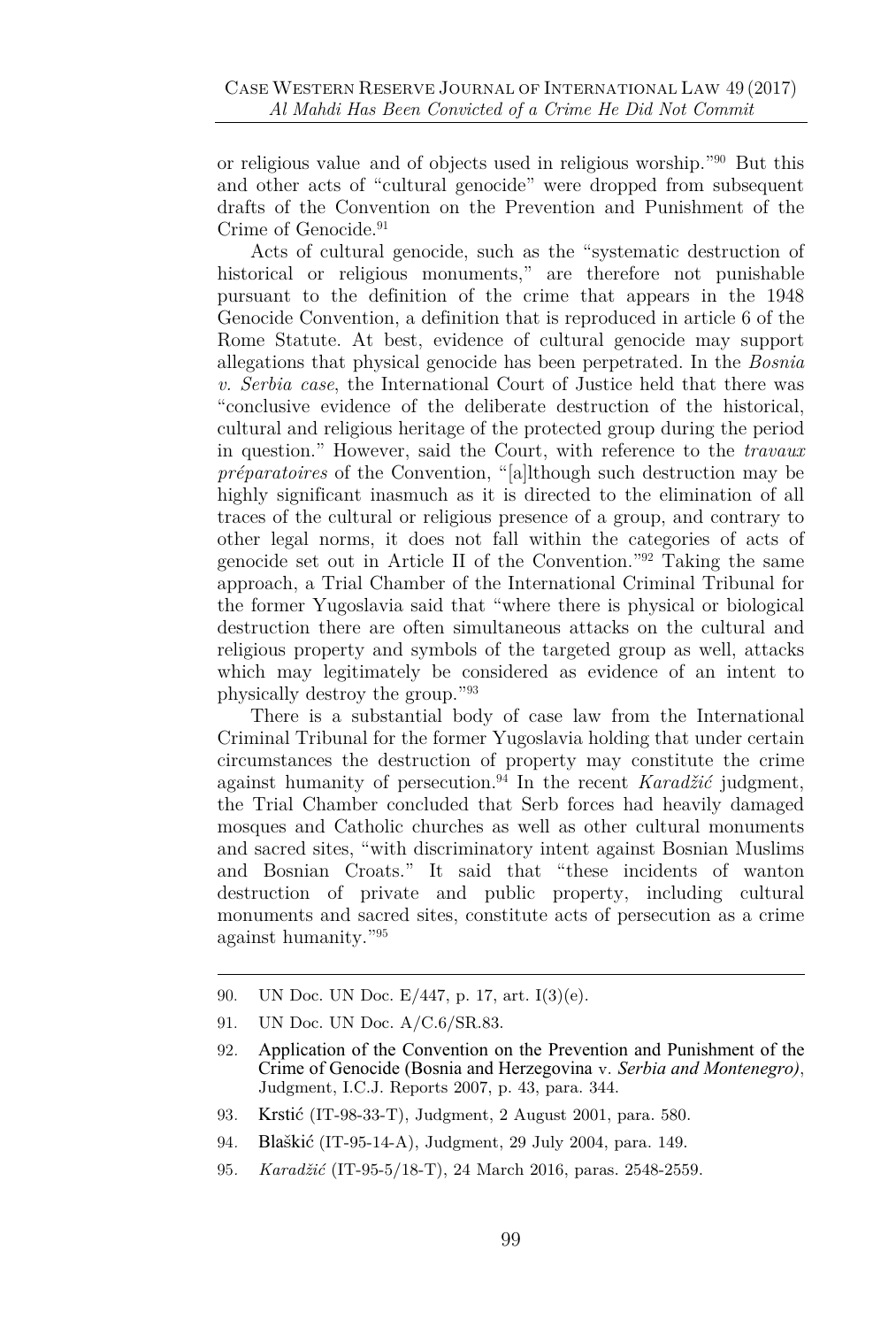or religious value and of objects used in religious worship."[90] But this and other acts of "cultural genocide" were dropped from subsequent drafts of the Convention on the Prevention and Punishment of the Crime of Genocide.[91]

Acts of cultural genocide, such as the "systematic destruction of historical or religious monuments," are therefore not punishable pursuant to the definition of the crime that appears in the 1948 Genocide Convention, a definition that is reproduced in article 6 of the Rome Statute. At best, evidence of cultural genocide may support allegations that physical genocide has been perpetrated. In the *Bosnia v. Serbia case*, the International Court of Justice held that there was "conclusive evidence of the deliberate destruction of the historical, cultural and religious heritage of the protected group during the period in question." However, said the Court, with reference to the *travaux préparatoires* of the Convention, "[a]lthough such destruction may be highly significant inasmuch as it is directed to the elimination of all traces of the cultural or religious presence of a group, and contrary to other legal norms, it does not fall within the categories of acts of genocide set out in Article II of the Convention."[92] Taking the same approach, a Trial Chamber of the International Criminal Tribunal for the former Yugoslavia said that "where there is physical or biological destruction there are often simultaneous attacks on the cultural and religious property and symbols of the targeted group as well, attacks which may legitimately be considered as evidence of an intent to physically destroy the group."[93]

There is a substantial body of case law from the International Criminal Tribunal for the former Yugoslavia holding that under certain circumstances the destruction of property may constitute the crime against humanity of persecution.[94] In the recent *Karadžić* judgment, the Trial Chamber concluded that Serb forces had heavily damaged mosques and Catholic churches as well as other cultural monuments and sacred sites, "with discriminatory intent against Bosnian Muslims and Bosnian Croats." It said that "these incidents of wanton destruction of private and public property, including cultural monuments and sacred sites, constitute acts of persecution as a crime against humanity."[95]

---

90. UN Doc. UN Doc. E/447, p. 17, art. I(3)(e).

91. UN Doc. UN Doc. A/C.6/SR.83.

92. Application of the Convention on the Prevention and Punishment of the Crime of Genocide (Bosnia and Herzegovina v. *Serbia and Montenegro)*, Judgment, I.C.J. Reports 2007, p. 43, para. 344.

93. Krstić (IT-98-33-T), Judgment, 2 August 2001, para. 580.

94. Blaškić (IT-95-14-A), Judgment, 29 July 2004, para. 149.

95. *Karadžić* (IT-95-5/18-T), 24 March 2016, paras. 2548-2559.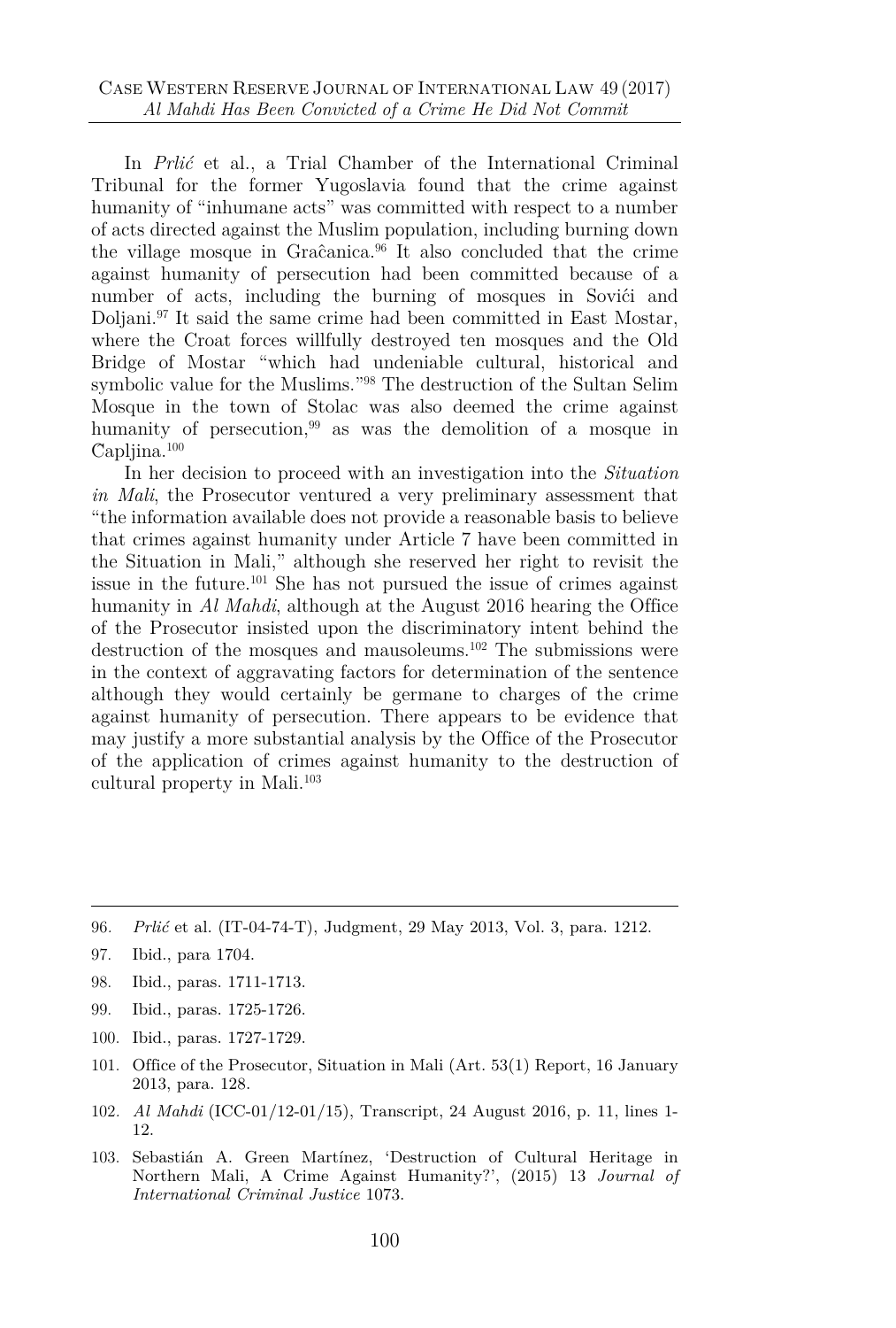In *Prlić* et al., a Trial Chamber of the International Criminal Tribunal for the former Yugoslavia found that the crime against humanity of "inhumane acts" was committed with respect to a number of acts directed against the Muslim population, including burning down the village mosque in Graĉanica.[96] It also concluded that the crime against humanity of persecution had been committed because of a number of acts, including the burning of mosques in Sovići and Doljani.[97] It said the same crime had been committed in East Mostar, where the Croat forces willfully destroyed ten mosques and the Old Bridge of Mostar "which had undeniable cultural, historical and symbolic value for the Muslims."[98] The destruction of the Sultan Selim Mosque in the town of Stolac was also deemed the crime against humanity of persecution,[99] as was the demolition of a mosque in Capljina.[100]

In her decision to proceed with an investigation into the *Situation in Mali*, the Prosecutor ventured a very preliminary assessment that "the information available does not provide a reasonable basis to believe that crimes against humanity under Article 7 have been committed in the Situation in Mali," although she reserved her right to revisit the issue in the future.[101] She has not pursued the issue of crimes against humanity in *Al Mahdi*, although at the August 2016 hearing the Office of the Prosecutor insisted upon the discriminatory intent behind the destruction of the mosques and mausoleums.[102] The submissions were in the context of aggravating factors for determination of the sentence although they would certainly be germane to charges of the crime against humanity of persecution. There appears to be evidence that may justify a more substantial analysis by the Office of the Prosecutor of the application of crimes against humanity to the destruction of cultural property in Mali.[103]

---

96. *Prlić* et al. (IT-04-74-T), Judgment, 29 May 2013, Vol. 3, para. 1212.
97. Ibid., para 1704.
98. Ibid., paras. 1711-1713.
99. Ibid., paras. 1725-1726.
100. Ibid., paras. 1727-1729.
101. Office of the Prosecutor, Situation in Mali (Art. 53(1) Report, 16 January 2013, para. 128.
102. *Al Mahdi* (ICC-01/12-01/15), Transcript, 24 August 2016, p. 11, lines 1-12.
103. Sebastián A. Green Martínez, 'Destruction of Cultural Heritage in Northern Mali, A Crime Against Humanity?', (2015) 13 *Journal of International Criminal Justice* 1073.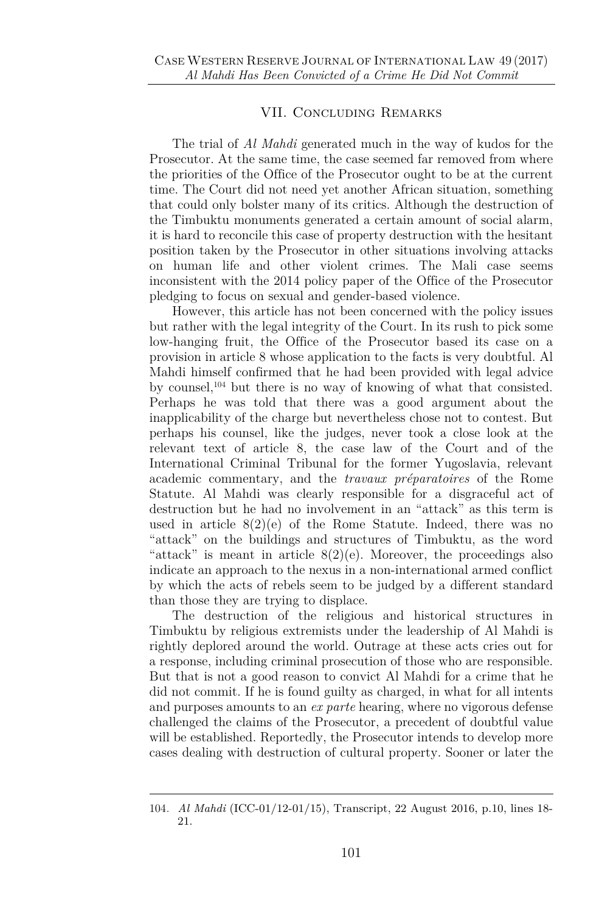## VII. Concluding Remarks

The trial of *Al Mahdi* generated much in the way of kudos for the Prosecutor. At the same time, the case seemed far removed from where the priorities of the Office of the Prosecutor ought to be at the current time. The Court did not need yet another African situation, something that could only bolster many of its critics. Although the destruction of the Timbuktu monuments generated a certain amount of social alarm, it is hard to reconcile this case of property destruction with the hesitant position taken by the Prosecutor in other situations involving attacks on human life and other violent crimes. The Mali case seems inconsistent with the 2014 policy paper of the Office of the Prosecutor pledging to focus on sexual and gender-based violence.

However, this article has not been concerned with the policy issues but rather with the legal integrity of the Court. In its rush to pick some low-hanging fruit, the Office of the Prosecutor based its case on a provision in article 8 whose application to the facts is very doubtful. Al Mahdi himself confirmed that he had been provided with legal advice by counsel,[104] but there is no way of knowing of what that consisted. Perhaps he was told that there was a good argument about the inapplicability of the charge but nevertheless chose not to contest. But perhaps his counsel, like the judges, never took a close look at the relevant text of article 8, the case law of the Court and of the International Criminal Tribunal for the former Yugoslavia, relevant academic commentary, and the *travaux préparatoires* of the Rome Statute. Al Mahdi was clearly responsible for a disgraceful act of destruction but he had no involvement in an "attack" as this term is used in article 8(2)(e) of the Rome Statute. Indeed, there was no "attack" on the buildings and structures of Timbuktu, as the word "attack" is meant in article 8(2)(e). Moreover, the proceedings also indicate an approach to the nexus in a non-international armed conflict by which the acts of rebels seem to be judged by a different standard than those they are trying to displace.

The destruction of the religious and historical structures in Timbuktu by religious extremists under the leadership of Al Mahdi is rightly deplored around the world. Outrage at these acts cries out for a response, including criminal prosecution of those who are responsible. But that is not a good reason to convict Al Mahdi for a crime that he did not commit. If he is found guilty as charged, in what for all intents and purposes amounts to an *ex parte* hearing, where no vigorous defense challenged the claims of the Prosecutor, a precedent of doubtful value will be established. Reportedly, the Prosecutor intends to develop more cases dealing with destruction of cultural property. Sooner or later the

---

104. *Al Mahdi* (ICC-01/12-01/15), Transcript, 22 August 2016, p.10, lines 18-21.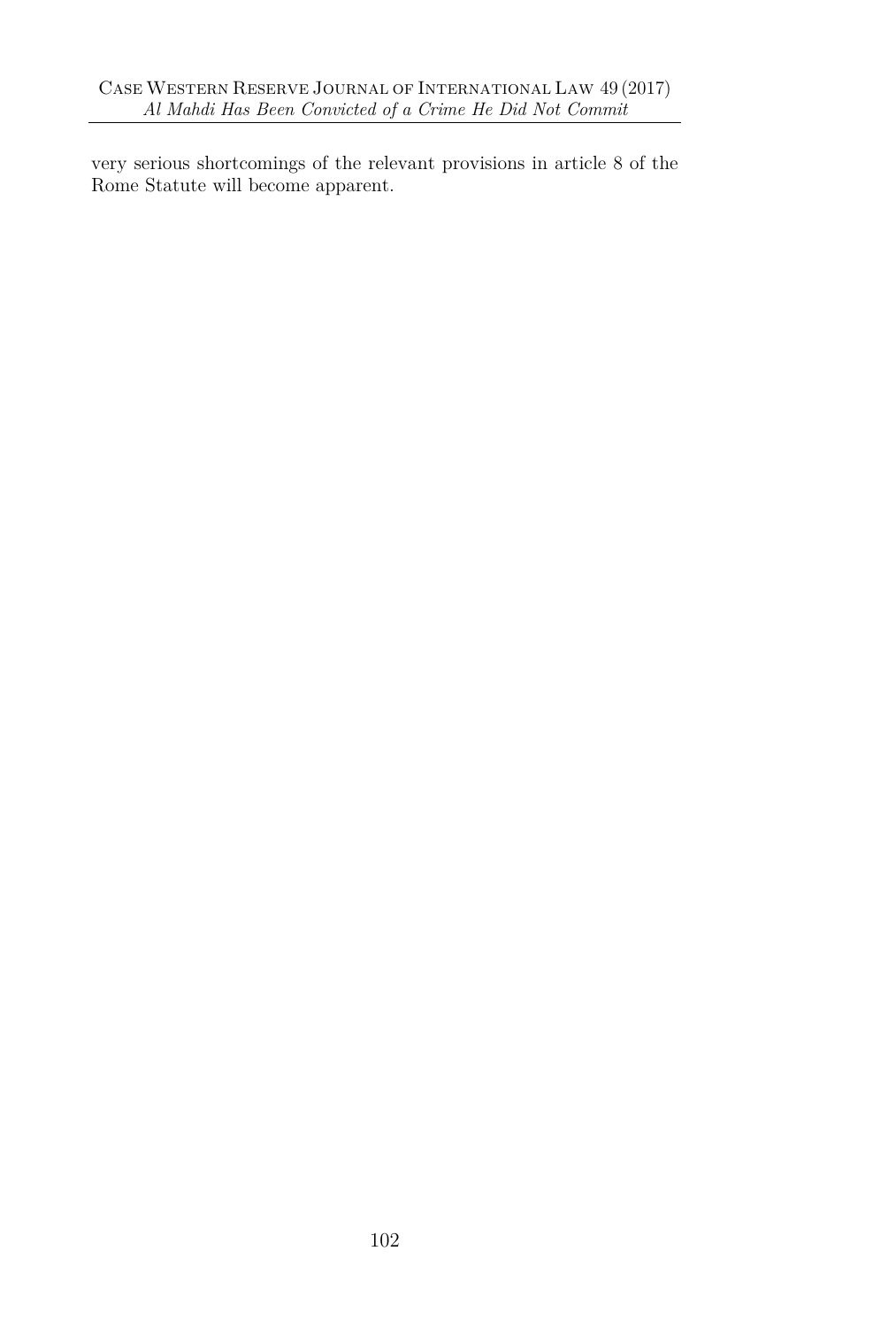very serious shortcomings of the relevant provisions in article 8 of the Rome Statute will become apparent.